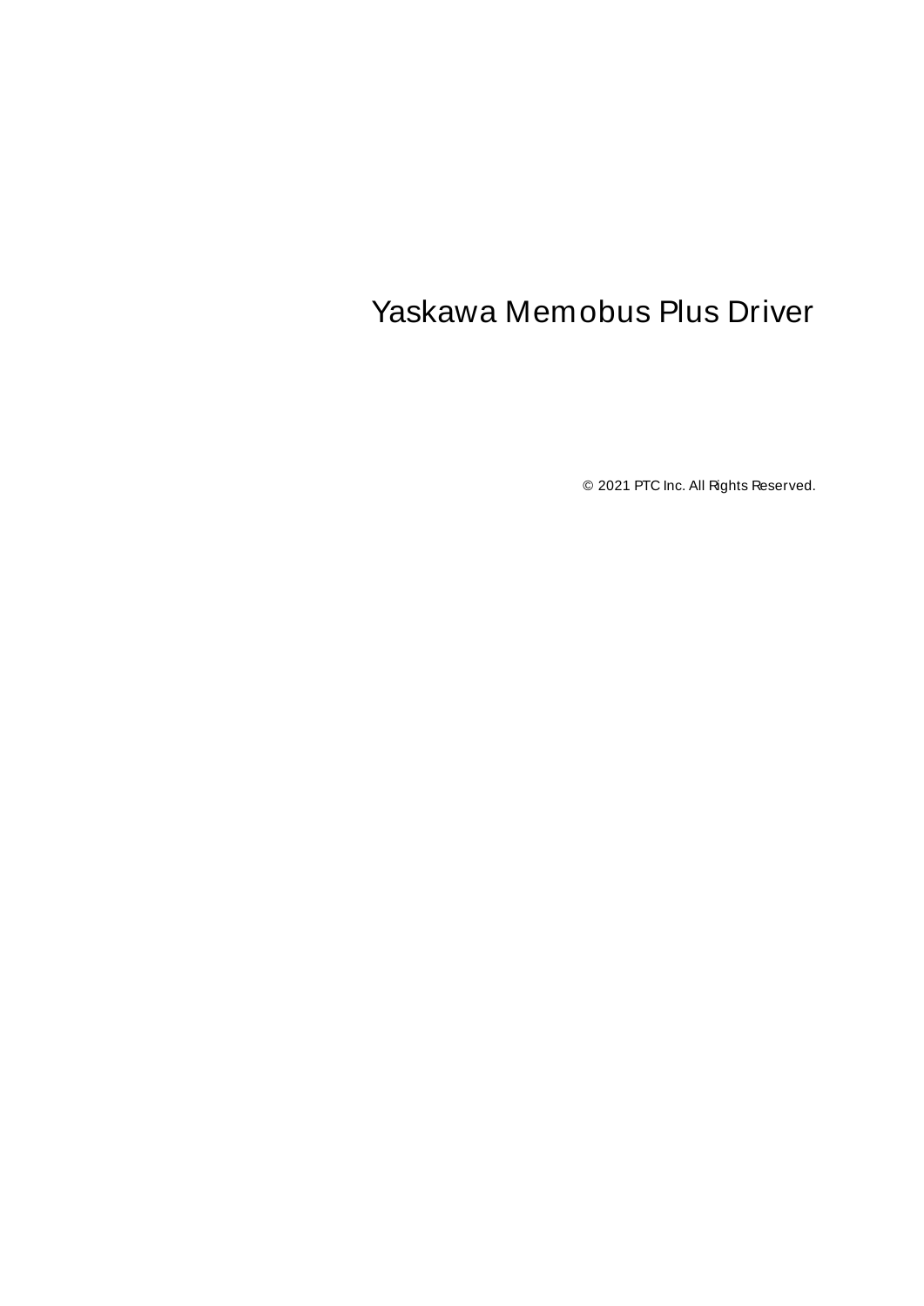# Yaskawa Memobus Plus Driver

© 2021 PTC Inc. All Rights Reserved.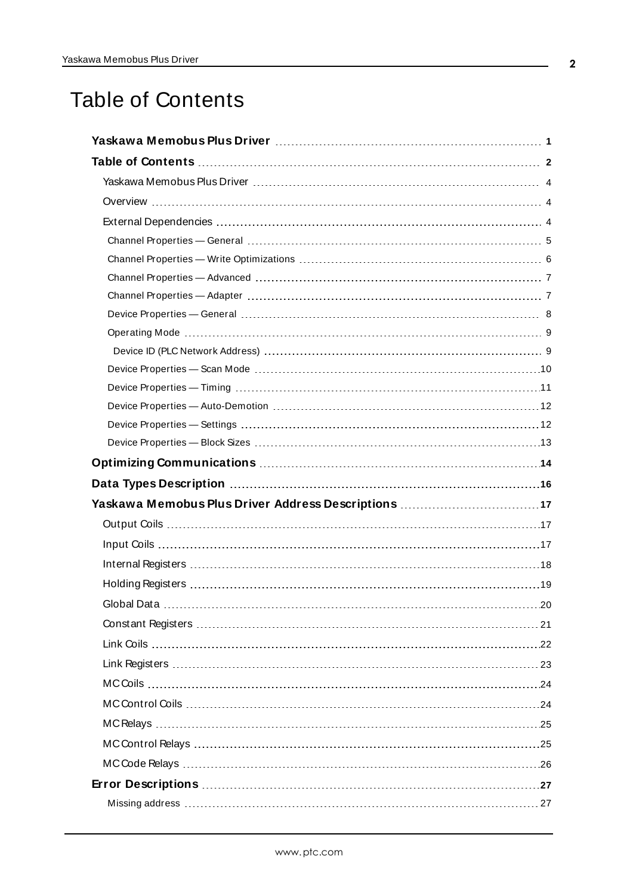# Table of Contents

**Yaskawa Memobus Plus Driver** 1

**Table of Contents** 2

- Yaskawa Memobus Plus Driver 4
- Overview 4
- External Dependencies 4
  - Channel Properties — General 5
  - Channel Properties — Write Optimizations 6
  - Channel Properties — Advanced 7
  - Channel Properties — Adapter 7
  - Device Properties — General 8
  - Operating Mode 9
    - Device ID (PLC Network Address) 9
  - Device Properties — Scan Mode 10
  - Device Properties — Timing 11
  - Device Properties — Auto-Demotion 12
  - Device Properties — Settings 12
  - Device Properties — Block Sizes 13

**Optimizing Communications** 14

**Data Types Description** 16

**Yaskawa Memobus Plus Driver Address Descriptions** 17

- Output Coils 17
- Input Coils 17
- Internal Registers 18
- Holding Registers 19
- Global Data 20
- Constant Registers 21
- Link Coils 22
- Link Registers 23
- MC Coils 24
- MC Control Coils 24
- MC Relays 25
- MC Control Relays 25
- MC Code Relays 26

**Error Descriptions** 27

- Missing address 27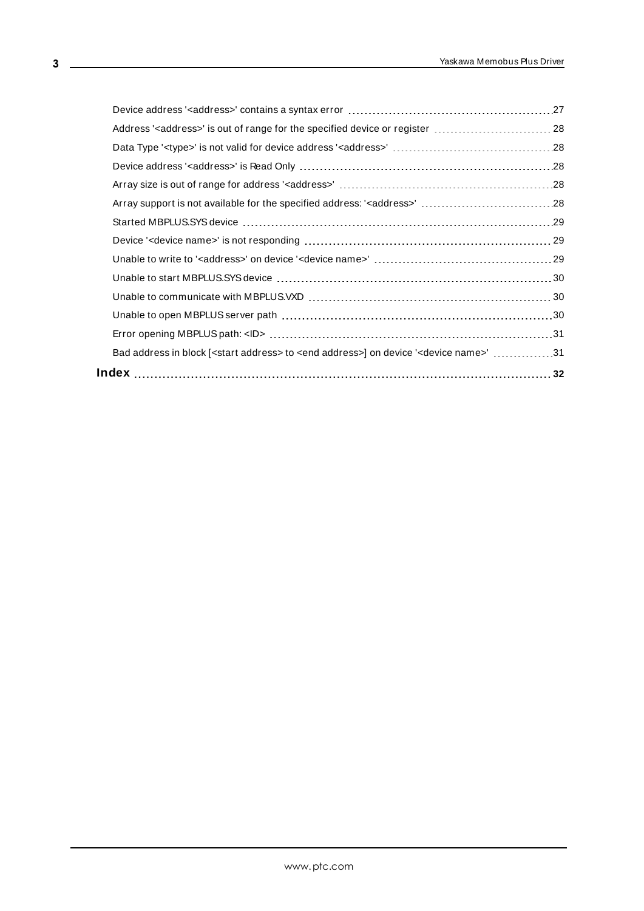Device address '<address>' contains a syntax error .......... 27
Address '<address>' is out of range for the specified device or register .......... 28
Data Type '<type>' is not valid for device address '<address>' .......... 28
Device address '<address>' is Read Only .......... 28
Array size is out of range for address '<address>' .......... 28
Array support is not available for the specified address: '<address>' .......... 28
Started MBPLUS.SYS device .......... 29
Device '<device name>' is not responding .......... 29
Unable to write to '<address>' on device '<device name>' .......... 29
Unable to start MBPLUS.SYS device .......... 30
Unable to communicate with MBPLUS.VXD .......... 30
Unable to open MBPLUS server path .......... 30
Error opening MBPLUS path: <ID> .......... 31
Bad address in block [<start address> to <end address>] on device '<device name>' .......... 31

**Index .......... 32**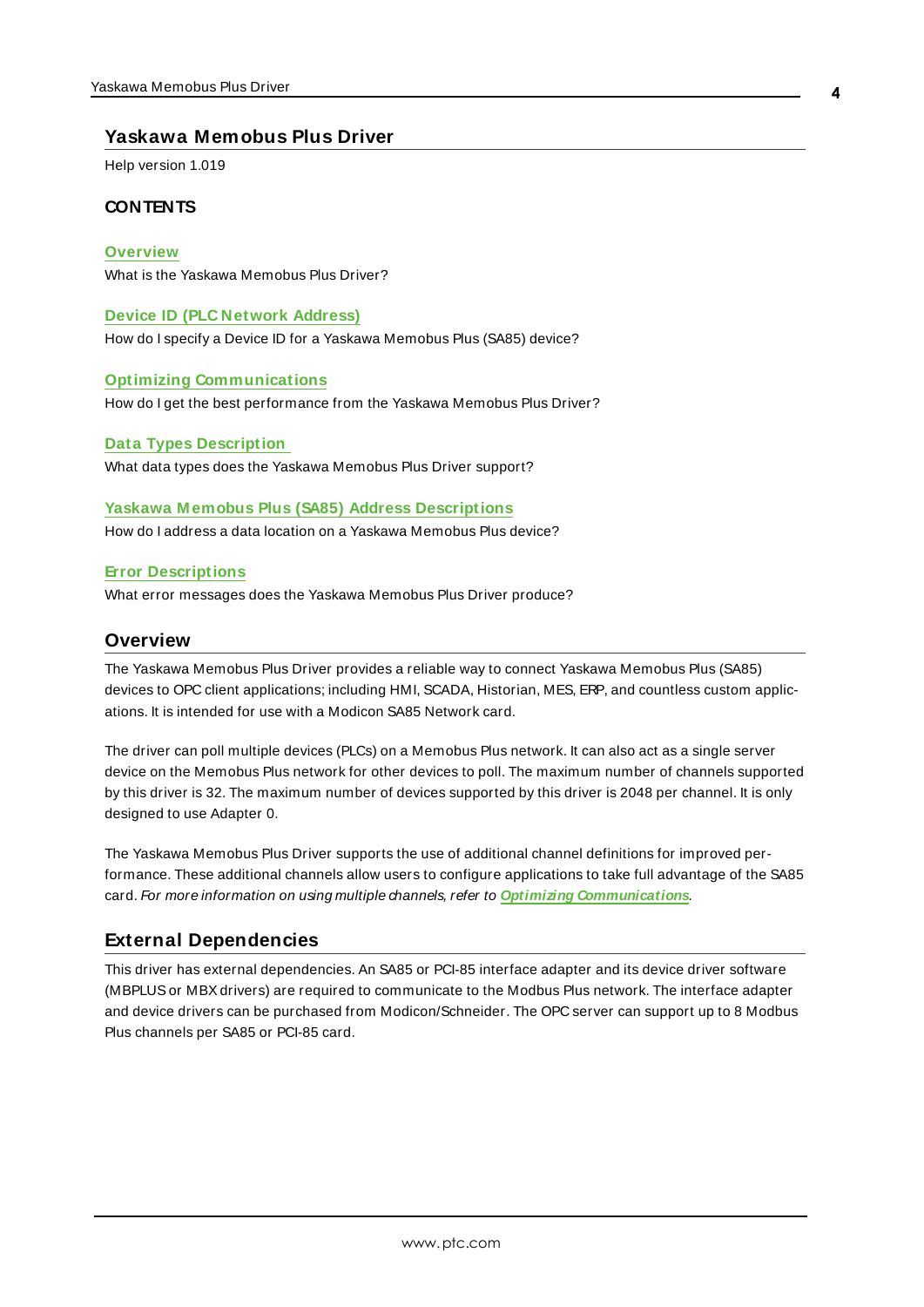# Yaskawa Memobus Plus Driver

Help version 1.019

## CONTENTS

**Overview**
What is the Yaskawa Memobus Plus Driver?

**Device ID (PLC Network Address)**
How do I specify a Device ID for a Yaskawa Memobus Plus (SA85) device?

**Optimizing Communications**
How do I get the best performance from the Yaskawa Memobus Plus Driver?

**Data Types Description**
What data types does the Yaskawa Memobus Plus Driver support?

**Yaskawa Memobus Plus (SA85) Address Descriptions**
How do I address a data location on a Yaskawa Memobus Plus device?

**Error Descriptions**
What error messages does the Yaskawa Memobus Plus Driver produce?

## Overview

The Yaskawa Memobus Plus Driver provides a reliable way to connect Yaskawa Memobus Plus (SA85) devices to OPC client applications; including HMI, SCADA, Historian, MES, ERP, and countless custom applications. It is intended for use with a Modicon SA85 Network card.

The driver can poll multiple devices (PLCs) on a Memobus Plus network. It can also act as a single server device on the Memobus Plus network for other devices to poll. The maximum number of channels supported by this driver is 32. The maximum number of devices supported by this driver is 2048 per channel. It is only designed to use Adapter 0.

The Yaskawa Memobus Plus Driver supports the use of additional channel definitions for improved performance. These additional channels allow users to configure applications to take full advantage of the SA85 card. *For more information on using multiple channels, refer to* ***Optimizing Communications****.*

## External Dependencies

This driver has external dependencies. An SA85 or PCI-85 interface adapter and its device driver software (MBPLUS or MBX drivers) are required to communicate to the Modbus Plus network. The interface adapter and device drivers can be purchased from Modicon/Schneider. The OPC server can support up to 8 Modbus Plus channels per SA85 or PCI-85 card.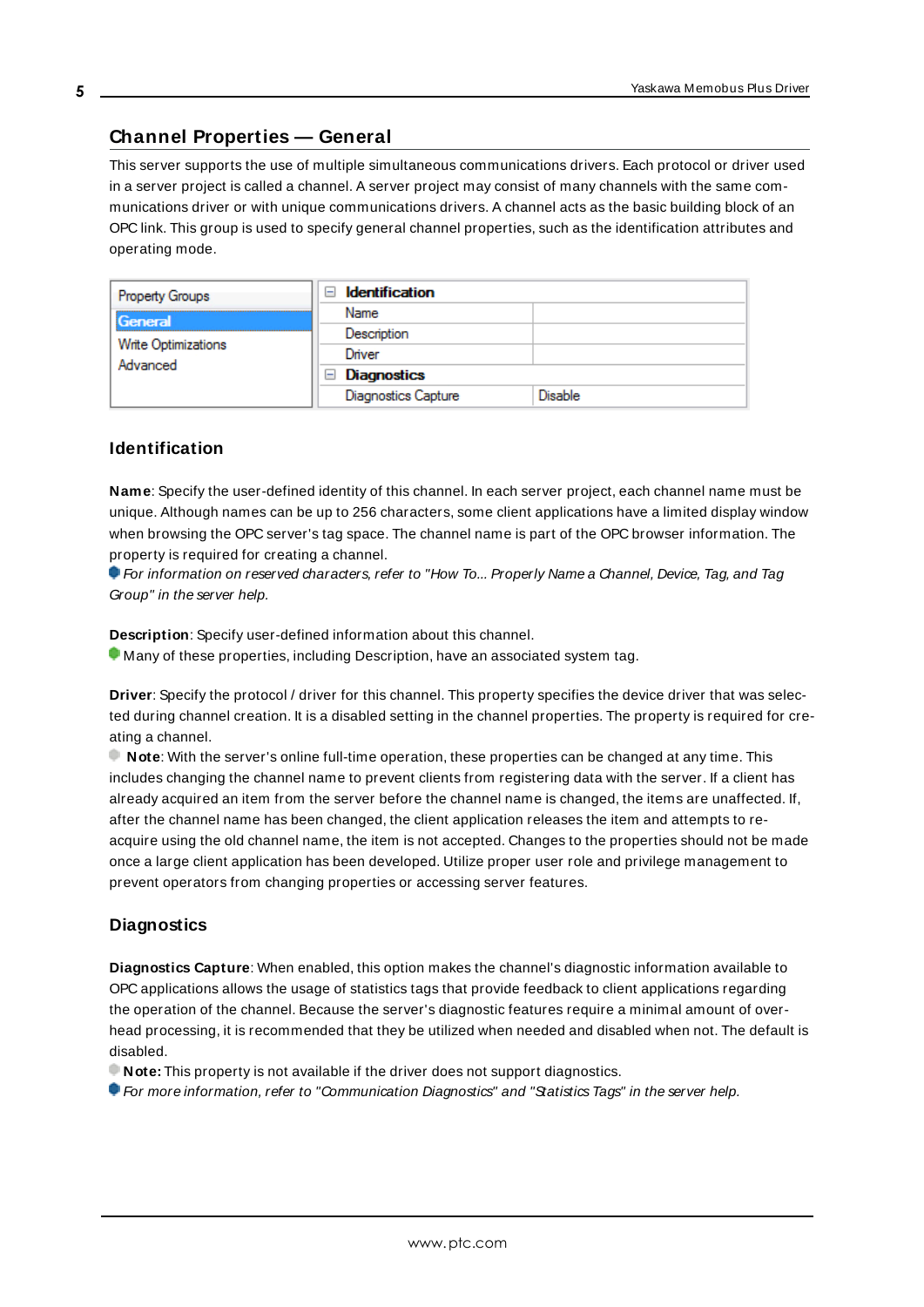## Channel Properties — General

This server supports the use of multiple simultaneous communications drivers. Each protocol or driver used in a server project is called a channel. A server project may consist of many channels with the same communications driver or with unique communications drivers. A channel acts as the basic building block of an OPC link. This group is used to specify general channel properties, such as the identification attributes and operating mode.

| Property Groups | Identification | |
|---|---|---|
| General | Name | |
| Write Optimizations | Description | |
| Advanced | Driver | |
| | Diagnostics | |
| | Diagnostics Capture | Disable |

### Identification

**Name**: Specify the user-defined identity of this channel. In each server project, each channel name must be unique. Although names can be up to 256 characters, some client applications have a limited display window when browsing the OPC server's tag space. The channel name is part of the OPC browser information. The property is required for creating a channel.

*For information on reserved characters, refer to "How To... Properly Name a Channel, Device, Tag, and Tag Group" in the server help.*

**Description**: Specify user-defined information about this channel.

Many of these properties, including Description, have an associated system tag.

**Driver**: Specify the protocol / driver for this channel. This property specifies the device driver that was selected during channel creation. It is a disabled setting in the channel properties. The property is required for creating a channel.

**Note**: With the server's online full-time operation, these properties can be changed at any time. This includes changing the channel name to prevent clients from registering data with the server. If a client has already acquired an item from the server before the channel name is changed, the items are unaffected. If, after the channel name has been changed, the client application releases the item and attempts to re-acquire using the old channel name, the item is not accepted. Changes to the properties should not be made once a large client application has been developed. Utilize proper user role and privilege management to prevent operators from changing properties or accessing server features.

### Diagnostics

**Diagnostics Capture**: When enabled, this option makes the channel's diagnostic information available to OPC applications allows the usage of statistics tags that provide feedback to client applications regarding the operation of the channel. Because the server's diagnostic features require a minimal amount of overhead processing, it is recommended that they be utilized when needed and disabled when not. The default is disabled.

**Note:** This property is not available if the driver does not support diagnostics.

*For more information, refer to "Communication Diagnostics" and "Statistics Tags" in the server help.*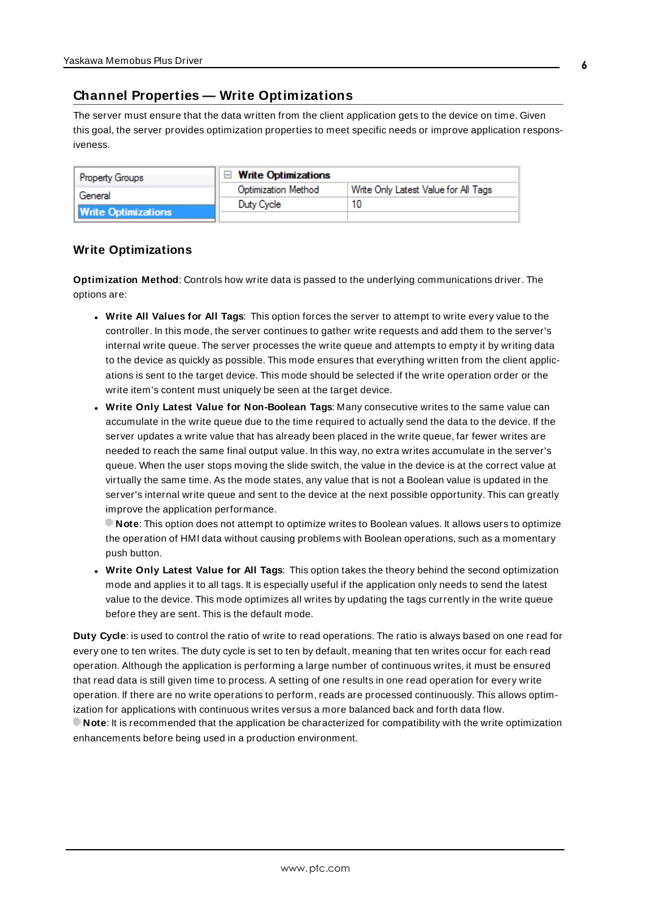## Channel Properties — Write Optimizations

The server must ensure that the data written from the client application gets to the device on time. Given this goal, the server provides optimization properties to meet specific needs or improve application responsiveness.

| Property Groups | Write Optimizations | |
|---|---|---|
| General | Optimization Method | Write Only Latest Value for All Tags |
| Write Optimizations | Duty Cycle | 10 |

### Write Optimizations

**Optimization Method**: Controls how write data is passed to the underlying communications driver. The options are:

- **Write All Values for All Tags**: This option forces the server to attempt to write every value to the controller. In this mode, the server continues to gather write requests and add them to the server's internal write queue. The server processes the write queue and attempts to empty it by writing data to the device as quickly as possible. This mode ensures that everything written from the client applications is sent to the target device. This mode should be selected if the write operation order or the write item's content must uniquely be seen at the target device.
- **Write Only Latest Value for Non-Boolean Tags**: Many consecutive writes to the same value can accumulate in the write queue due to the time required to actually send the data to the device. If the server updates a write value that has already been placed in the write queue, far fewer writes are needed to reach the same final output value. In this way, no extra writes accumulate in the server's queue. When the user stops moving the slide switch, the value in the device is at the correct value at virtually the same time. As the mode states, any value that is not a Boolean value is updated in the server's internal write queue and sent to the device at the next possible opportunity. This can greatly improve the application performance.
  **Note**: This option does not attempt to optimize writes to Boolean values. It allows users to optimize the operation of HMI data without causing problems with Boolean operations, such as a momentary push button.
- **Write Only Latest Value for All Tags**: This option takes the theory behind the second optimization mode and applies it to all tags. It is especially useful if the application only needs to send the latest value to the device. This mode optimizes all writes by updating the tags currently in the write queue before they are sent. This is the default mode.

**Duty Cycle**: is used to control the ratio of write to read operations. The ratio is always based on one read for every one to ten writes. The duty cycle is set to ten by default, meaning that ten writes occur for each read operation. Although the application is performing a large number of continuous writes, it must be ensured that read data is still given time to process. A setting of one results in one read operation for every write operation. If there are no write operations to perform, reads are processed continuously. This allows optimization for applications with continuous writes versus a more balanced back and forth data flow.
**Note**: It is recommended that the application be characterized for compatibility with the write optimization enhancements before being used in a production environment.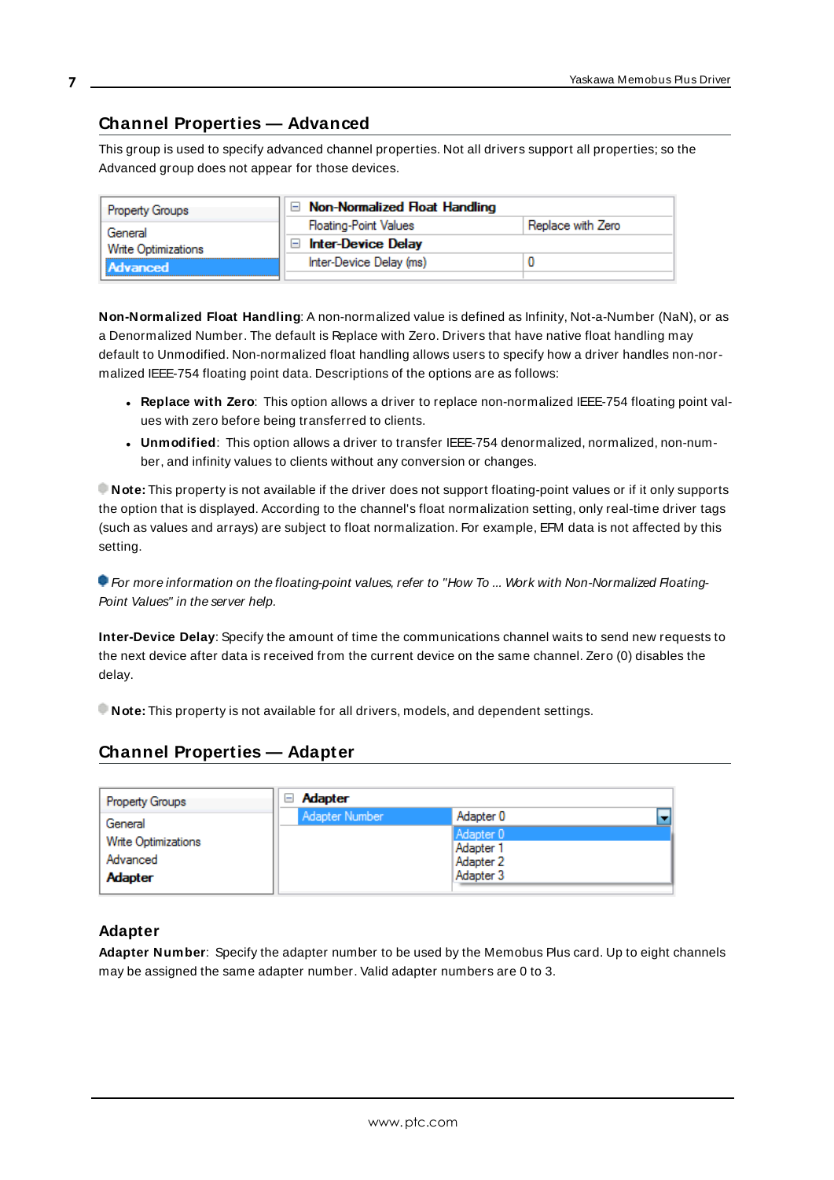## Channel Properties — Advanced

This group is used to specify advanced channel properties. Not all drivers support all properties; so the Advanced group does not appear for those devices.

| Property Groups | | |
|---|---|---|
| General | **Non-Normalized Float Handling** | |
| Write Optimizations | Floating-Point Values | Replace with Zero |
| **Advanced** | **Inter-Device Delay** | |
| | Inter-Device Delay (ms) | 0 |

**Non-Normalized Float Handling**: A non-normalized value is defined as Infinity, Not-a-Number (NaN), or as a Denormalized Number. The default is Replace with Zero. Drivers that have native float handling may default to Unmodified. Non-normalized float handling allows users to specify how a driver handles non-normalized IEEE-754 floating point data. Descriptions of the options are as follows:

- **Replace with Zero**: This option allows a driver to replace non-normalized IEEE-754 floating point values with zero before being transferred to clients.
- **Unmodified**: This option allows a driver to transfer IEEE-754 denormalized, normalized, non-number, and infinity values to clients without any conversion or changes.

**Note:** This property is not available if the driver does not support floating-point values or if it only supports the option that is displayed. According to the channel's float normalization setting, only real-time driver tags (such as values and arrays) are subject to float normalization. For example, EFM data is not affected by this setting.

*For more information on the floating-point values, refer to "How To ... Work with Non-Normalized Floating-Point Values" in the server help.*

**Inter-Device Delay**: Specify the amount of time the communications channel waits to send new requests to the next device after data is received from the current device on the same channel. Zero (0) disables the delay.

**Note:** This property is not available for all drivers, models, and dependent settings.

## Channel Properties — Adapter

| Property Groups | | |
|---|---|---|
| General | **Adapter** | |
| Write Optimizations | Adapter Number | Adapter 0 |
| Advanced | | Adapter 0 / Adapter 1 / Adapter 2 / Adapter 3 |
| **Adapter** | | |

### Adapter

**Adapter Number**: Specify the adapter number to be used by the Memobus Plus card. Up to eight channels may be assigned the same adapter number. Valid adapter numbers are 0 to 3.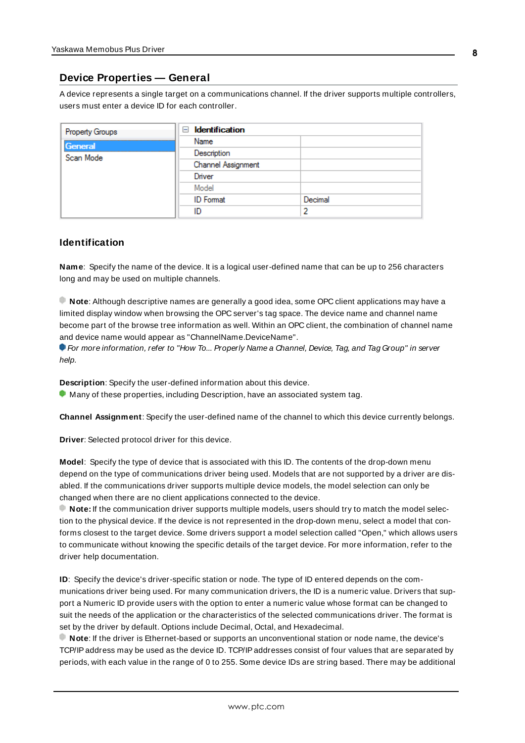## Device Properties — General

A device represents a single target on a communications channel. If the driver supports multiple controllers, users must enter a device ID for each controller.

| Property Groups | Identification | |
|---|---|---|
| General | Name | |
| Scan Mode | Description | |
| | Channel Assignment | |
| | Driver | |
| | Model | |
| | ID Format | Decimal |
| | ID | 2 |

### Identification

**Name**: Specify the name of the device. It is a logical user-defined name that can be up to 256 characters long and may be used on multiple channels.

**Note**: Although descriptive names are generally a good idea, some OPC client applications may have a limited display window when browsing the OPC server's tag space. The device name and channel name become part of the browse tree information as well. Within an OPC client, the combination of channel name and device name would appear as "ChannelName.DeviceName".

*For more information, refer to "How To... Properly Name a Channel, Device, Tag, and Tag Group" in server help.*

**Description**: Specify the user-defined information about this device.

Many of these properties, including Description, have an associated system tag.

**Channel Assignment**: Specify the user-defined name of the channel to which this device currently belongs.

**Driver**: Selected protocol driver for this device.

**Model**: Specify the type of device that is associated with this ID. The contents of the drop-down menu depend on the type of communications driver being used. Models that are not supported by a driver are disabled. If the communications driver supports multiple device models, the model selection can only be changed when there are no client applications connected to the device.

**Note:** If the communication driver supports multiple models, users should try to match the model selection to the physical device. If the device is not represented in the drop-down menu, select a model that conforms closest to the target device. Some drivers support a model selection called "Open," which allows users to communicate without knowing the specific details of the target device. For more information, refer to the driver help documentation.

**ID**: Specify the device's driver-specific station or node. The type of ID entered depends on the communications driver being used. For many communication drivers, the ID is a numeric value. Drivers that support a Numeric ID provide users with the option to enter a numeric value whose format can be changed to suit the needs of the application or the characteristics of the selected communications driver. The format is set by the driver by default. Options include Decimal, Octal, and Hexadecimal.

**Note**: If the driver is Ethernet-based or supports an unconventional station or node name, the device's TCP/IP address may be used as the device ID. TCP/IP addresses consist of four values that are separated by periods, with each value in the range of 0 to 255. Some device IDs are string based. There may be additional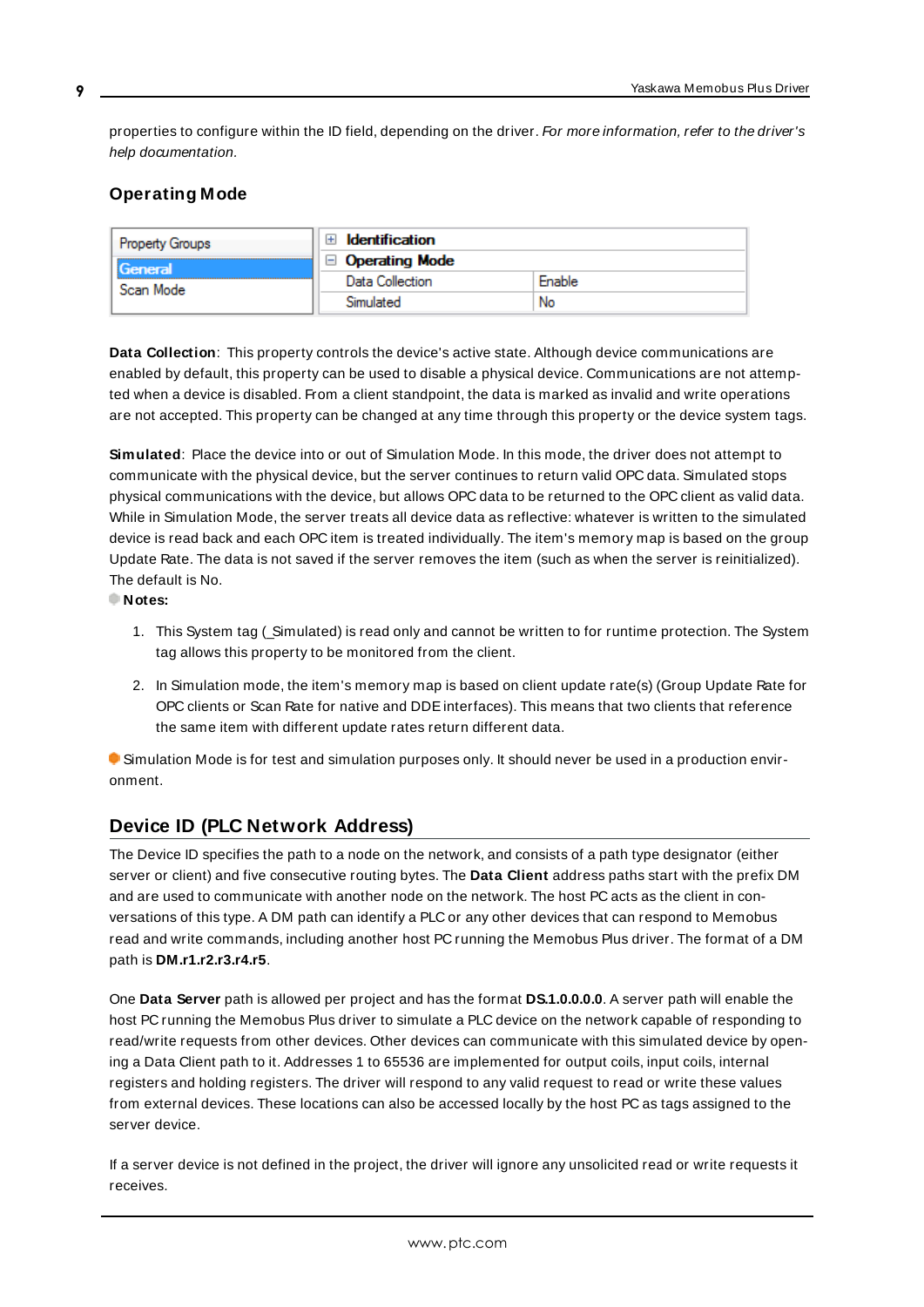properties to configure within the ID field, depending on the driver. *For more information, refer to the driver's help documentation.*

### Operating Mode

| Property Groups | | |
|---|---|---|
| General | Identification | |
| Scan Mode | Operating Mode | |
| | Data Collection | Enable |
| | Simulated | No |

**Data Collection**: This property controls the device's active state. Although device communications are enabled by default, this property can be used to disable a physical device. Communications are not attempted when a device is disabled. From a client standpoint, the data is marked as invalid and write operations are not accepted. This property can be changed at any time through this property or the device system tags.

**Simulated**: Place the device into or out of Simulation Mode. In this mode, the driver does not attempt to communicate with the physical device, but the server continues to return valid OPC data. Simulated stops physical communications with the device, but allows OPC data to be returned to the OPC client as valid data. While in Simulation Mode, the server treats all device data as reflective: whatever is written to the simulated device is read back and each OPC item is treated individually. The item's memory map is based on the group Update Rate. The data is not saved if the server removes the item (such as when the server is reinitialized). The default is No.

**Notes:**

1. This System tag (_Simulated) is read only and cannot be written to for runtime protection. The System tag allows this property to be monitored from the client.
2. In Simulation mode, the item's memory map is based on client update rate(s) (Group Update Rate for OPC clients or Scan Rate for native and DDE interfaces). This means that two clients that reference the same item with different update rates return different data.

Simulation Mode is for test and simulation purposes only. It should never be used in a production environment.

## Device ID (PLC Network Address)

The Device ID specifies the path to a node on the network, and consists of a path type designator (either server or client) and five consecutive routing bytes. The **Data Client** address paths start with the prefix DM and are used to communicate with another node on the network. The host PC acts as the client in conversations of this type. A DM path can identify a PLC or any other devices that can respond to Memobus read and write commands, including another host PC running the Memobus Plus driver. The format of a DM path is **DM.r1.r2.r3.r4.r5**.

One **Data Server** path is allowed per project and has the format **DS.1.0.0.0.0**. A server path will enable the host PC running the Memobus Plus driver to simulate a PLC device on the network capable of responding to read/write requests from other devices. Other devices can communicate with this simulated device by opening a Data Client path to it. Addresses 1 to 65536 are implemented for output coils, input coils, internal registers and holding registers. The driver will respond to any valid request to read or write these values from external devices. These locations can also be accessed locally by the host PC as tags assigned to the server device.

If a server device is not defined in the project, the driver will ignore any unsolicited read or write requests it receives.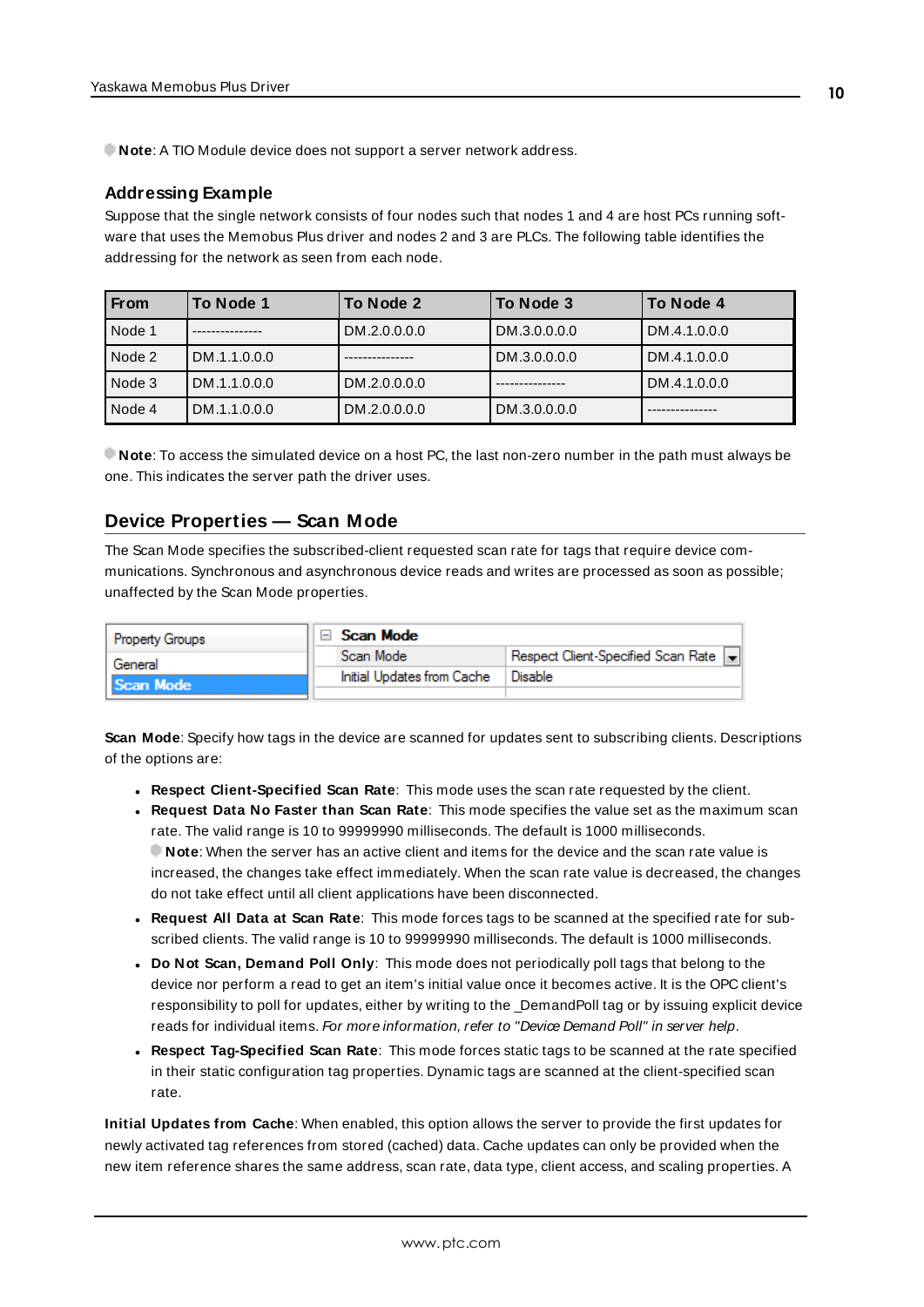**Note**: A TIO Module device does not support a server network address.

### Addressing Example

Suppose that the single network consists of four nodes such that nodes 1 and 4 are host PCs running software that uses the Memobus Plus driver and nodes 2 and 3 are PLCs. The following table identifies the addressing for the network as seen from each node.

| From | To Node 1 | To Node 2 | To Node 3 | To Node 4 |
|---|---|---|---|---|
| Node 1 | --------------- | DM.2.0.0.0.0 | DM.3.0.0.0.0 | DM.4.1.0.0.0 |
| Node 2 | DM.1.1.0.0.0 | --------------- | DM.3.0.0.0.0 | DM.4.1.0.0.0 |
| Node 3 | DM.1.1.0.0.0 | DM.2.0.0.0.0 | --------------- | DM.4.1.0.0.0 |
| Node 4 | DM.1.1.0.0.0 | DM.2.0.0.0.0 | DM.3.0.0.0.0 | --------------- |

**Note**: To access the simulated device on a host PC, the last non-zero number in the path must always be one. This indicates the server path the driver uses.

## Device Properties — Scan Mode

The Scan Mode specifies the subscribed-client requested scan rate for tags that require device communications. Synchronous and asynchronous device reads and writes are processed as soon as possible; unaffected by the Scan Mode properties.

| Property Groups | Scan Mode | |
|---|---|---|
| General | Scan Mode | Respect Client-Specified Scan Rate |
| Scan Mode | Initial Updates from Cache | Disable |

**Scan Mode**: Specify how tags in the device are scanned for updates sent to subscribing clients. Descriptions of the options are:

- **Respect Client-Specified Scan Rate**: This mode uses the scan rate requested by the client.
- **Request Data No Faster than Scan Rate**: This mode specifies the value set as the maximum scan rate. The valid range is 10 to 99999990 milliseconds. The default is 1000 milliseconds.
  **Note**: When the server has an active client and items for the device and the scan rate value is increased, the changes take effect immediately. When the scan rate value is decreased, the changes do not take effect until all client applications have been disconnected.
- **Request All Data at Scan Rate**: This mode forces tags to be scanned at the specified rate for subscribed clients. The valid range is 10 to 99999990 milliseconds. The default is 1000 milliseconds.
- **Do Not Scan, Demand Poll Only**: This mode does not periodically poll tags that belong to the device nor perform a read to get an item's initial value once it becomes active. It is the OPC client's responsibility to poll for updates, either by writing to the _DemandPoll tag or by issuing explicit device reads for individual items. *For more information, refer to "Device Demand Poll" in server help*.
- **Respect Tag-Specified Scan Rate**: This mode forces static tags to be scanned at the rate specified in their static configuration tag properties. Dynamic tags are scanned at the client-specified scan rate.

**Initial Updates from Cache**: When enabled, this option allows the server to provide the first updates for newly activated tag references from stored (cached) data. Cache updates can only be provided when the new item reference shares the same address, scan rate, data type, client access, and scaling properties. A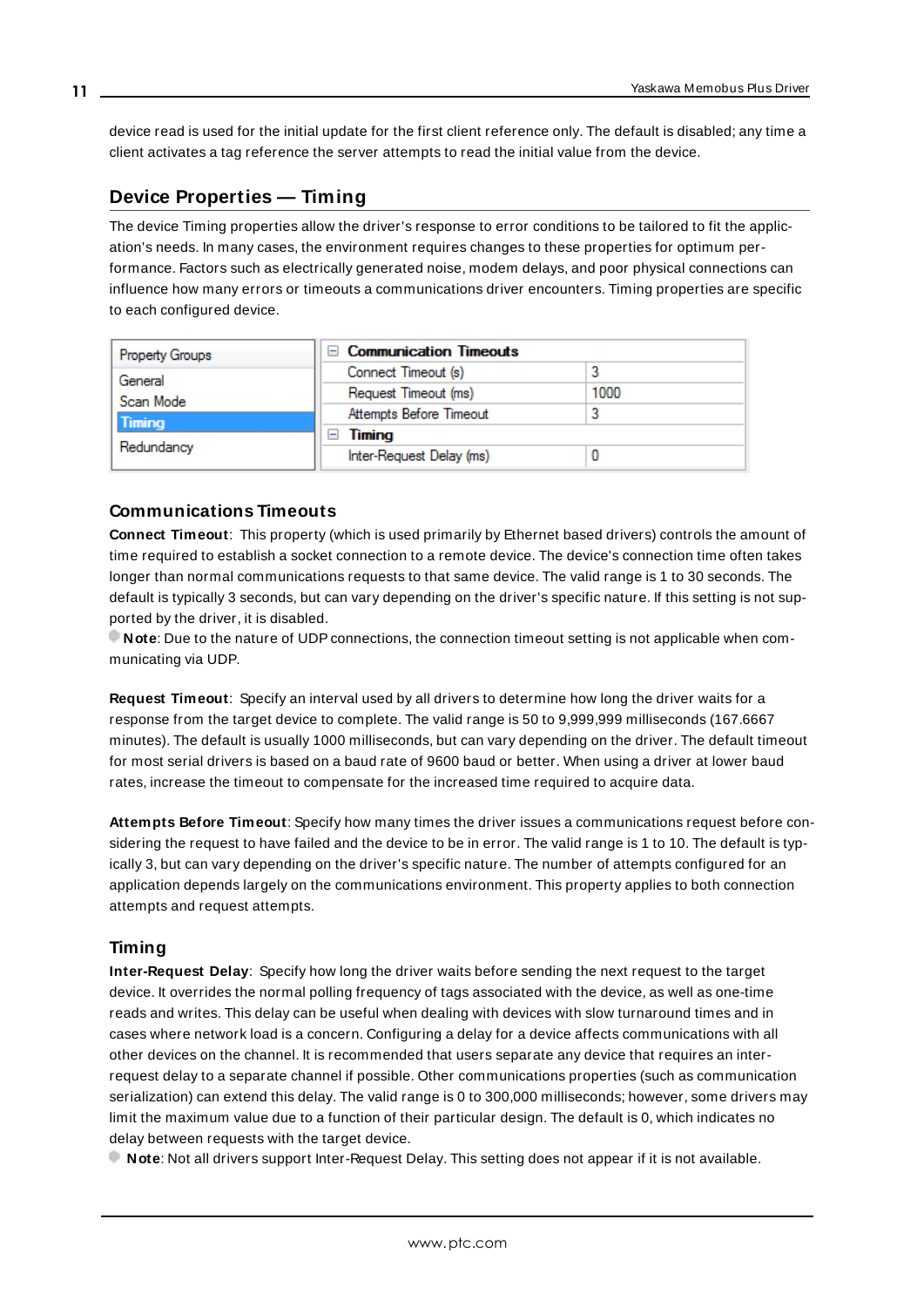device read is used for the initial update for the first client reference only. The default is disabled; any time a client activates a tag reference the server attempts to read the initial value from the device.

## Device Properties — Timing

The device Timing properties allow the driver's response to error conditions to be tailored to fit the application's needs. In many cases, the environment requires changes to these properties for optimum performance. Factors such as electrically generated noise, modem delays, and poor physical connections can influence how many errors or timeouts a communications driver encounters. Timing properties are specific to each configured device.

| Property Groups | Communication Timeouts | |
|---|---|---|
| General | Connect Timeout (s) | 3 |
| Scan Mode | Request Timeout (ms) | 1000 |
| **Timing** | Attempts Before Timeout | 3 |
| Redundancy | **Timing** | |
| | Inter-Request Delay (ms) | 0 |

### Communications Timeouts

**Connect Timeout**: This property (which is used primarily by Ethernet based drivers) controls the amount of time required to establish a socket connection to a remote device. The device's connection time often takes longer than normal communications requests to that same device. The valid range is 1 to 30 seconds. The default is typically 3 seconds, but can vary depending on the driver's specific nature. If this setting is not supported by the driver, it is disabled.

**Note**: Due to the nature of UDP connections, the connection timeout setting is not applicable when communicating via UDP.

**Request Timeout**: Specify an interval used by all drivers to determine how long the driver waits for a response from the target device to complete. The valid range is 50 to 9,999,999 milliseconds (167.6667 minutes). The default is usually 1000 milliseconds, but can vary depending on the driver. The default timeout for most serial drivers is based on a baud rate of 9600 baud or better. When using a driver at lower baud rates, increase the timeout to compensate for the increased time required to acquire data.

**Attempts Before Timeout**: Specify how many times the driver issues a communications request before considering the request to have failed and the device to be in error. The valid range is 1 to 10. The default is typically 3, but can vary depending on the driver's specific nature. The number of attempts configured for an application depends largely on the communications environment. This property applies to both connection attempts and request attempts.

### Timing

**Inter-Request Delay**: Specify how long the driver waits before sending the next request to the target device. It overrides the normal polling frequency of tags associated with the device, as well as one-time reads and writes. This delay can be useful when dealing with devices with slow turnaround times and in cases where network load is a concern. Configuring a delay for a device affects communications with all other devices on the channel. It is recommended that users separate any device that requires an inter-request delay to a separate channel if possible. Other communications properties (such as communication serialization) can extend this delay. The valid range is 0 to 300,000 milliseconds; however, some drivers may limit the maximum value due to a function of their particular design. The default is 0, which indicates no delay between requests with the target device.

**Note**: Not all drivers support Inter-Request Delay. This setting does not appear if it is not available.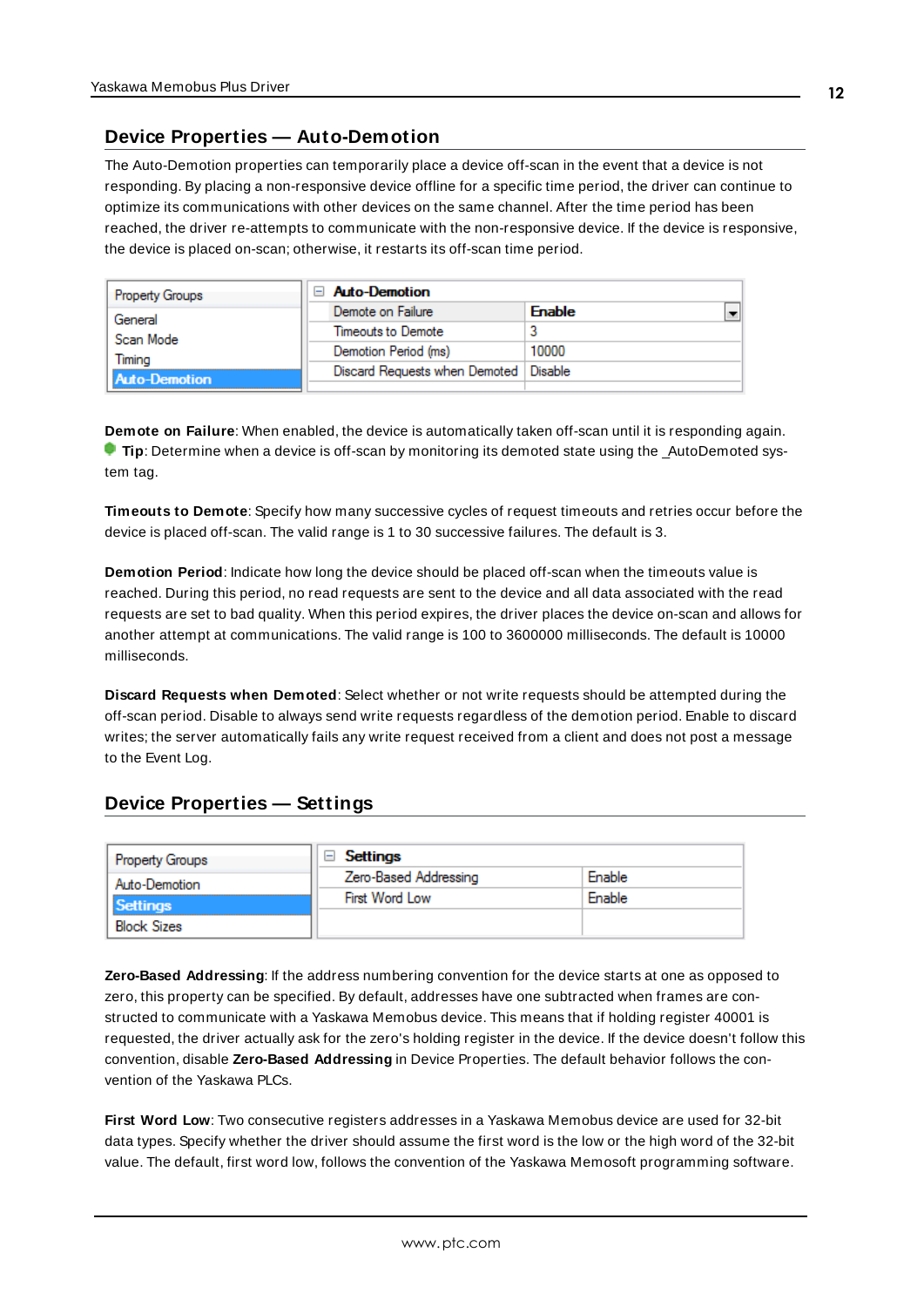## Device Properties — Auto-Demotion

The Auto-Demotion properties can temporarily place a device off-scan in the event that a device is not responding. By placing a non-responsive device offline for a specific time period, the driver can continue to optimize its communications with other devices on the same channel. After the time period has been reached, the driver re-attempts to communicate with the non-responsive device. If the device is responsive, the device is placed on-scan; otherwise, it restarts its off-scan time period.

| Property Groups | Auto-Demotion | |
|---|---|---|
| General | Demote on Failure | Enable |
| Scan Mode | Timeouts to Demote | 3 |
| Timing | Demotion Period (ms) | 10000 |
| **Auto-Demotion** | Discard Requests when Demoted | Disable |

**Demote on Failure**: When enabled, the device is automatically taken off-scan until it is responding again.

**Tip**: Determine when a device is off-scan by monitoring its demoted state using the _AutoDemoted system tag.

**Timeouts to Demote**: Specify how many successive cycles of request timeouts and retries occur before the device is placed off-scan. The valid range is 1 to 30 successive failures. The default is 3.

**Demotion Period**: Indicate how long the device should be placed off-scan when the timeouts value is reached. During this period, no read requests are sent to the device and all data associated with the read requests are set to bad quality. When this period expires, the driver places the device on-scan and allows for another attempt at communications. The valid range is 100 to 3600000 milliseconds. The default is 10000 milliseconds.

**Discard Requests when Demoted**: Select whether or not write requests should be attempted during the off-scan period. Disable to always send write requests regardless of the demotion period. Enable to discard writes; the server automatically fails any write request received from a client and does not post a message to the Event Log.

## Device Properties — Settings

| Property Groups | Settings | |
|---|---|---|
| Auto-Demotion | Zero-Based Addressing | Enable |
| **Settings** | First Word Low | Enable |
| Block Sizes | | |

**Zero-Based Addressing**: If the address numbering convention for the device starts at one as opposed to zero, this property can be specified. By default, addresses have one subtracted when frames are constructed to communicate with a Yaskawa Memobus device. This means that if holding register 40001 is requested, the driver actually ask for the zero's holding register in the device. If the device doesn't follow this convention, disable **Zero-Based Addressing** in Device Properties. The default behavior follows the convention of the Yaskawa PLCs.

**First Word Low**: Two consecutive registers addresses in a Yaskawa Memobus device are used for 32-bit data types. Specify whether the driver should assume the first word is the low or the high word of the 32-bit value. The default, first word low, follows the convention of the Yaskawa Memosoft programming software.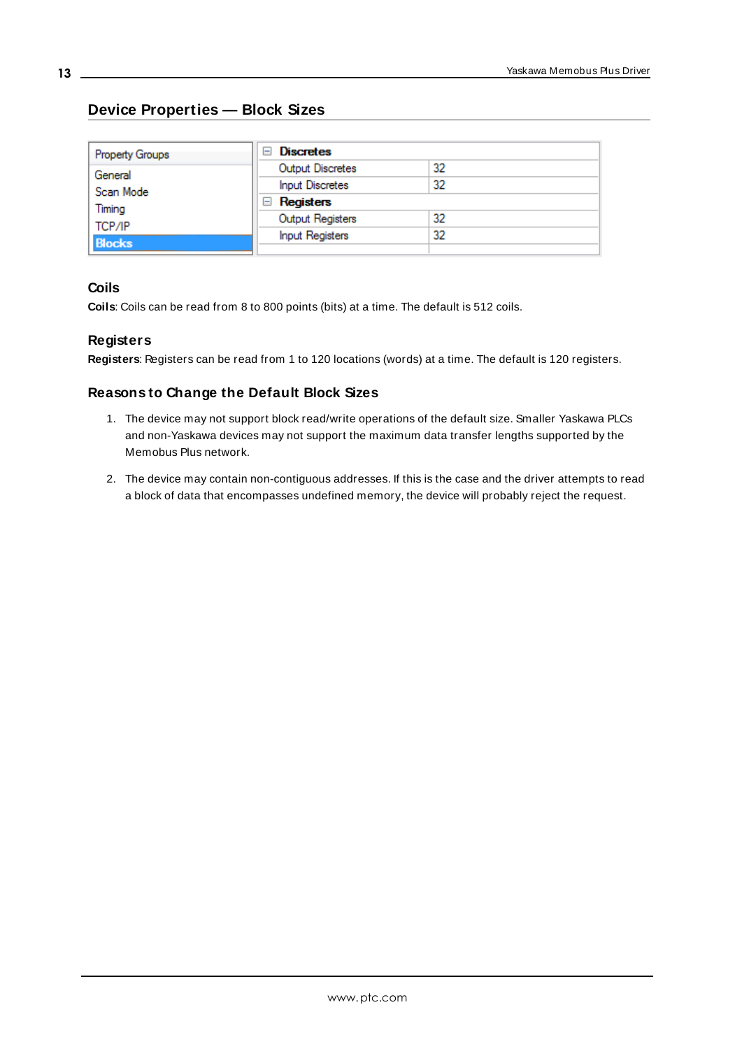## Device Properties — Block Sizes

| Property Groups | | |
|---|---|---|
| General | **Discretes** | |
| Scan Mode | Output Discretes | 32 |
| Timing | Input Discretes | 32 |
| TCP/IP | **Registers** | |
| **Blocks** | Output Registers | 32 |
| | Input Registers | 32 |

### Coils

**Coils**: Coils can be read from 8 to 800 points (bits) at a time. The default is 512 coils.

### Registers

**Registers**: Registers can be read from 1 to 120 locations (words) at a time. The default is 120 registers.

### Reasons to Change the Default Block Sizes

1. The device may not support block read/write operations of the default size. Smaller Yaskawa PLCs and non-Yaskawa devices may not support the maximum data transfer lengths supported by the Memobus Plus network.
2. The device may contain non-contiguous addresses. If this is the case and the driver attempts to read a block of data that encompasses undefined memory, the device will probably reject the request.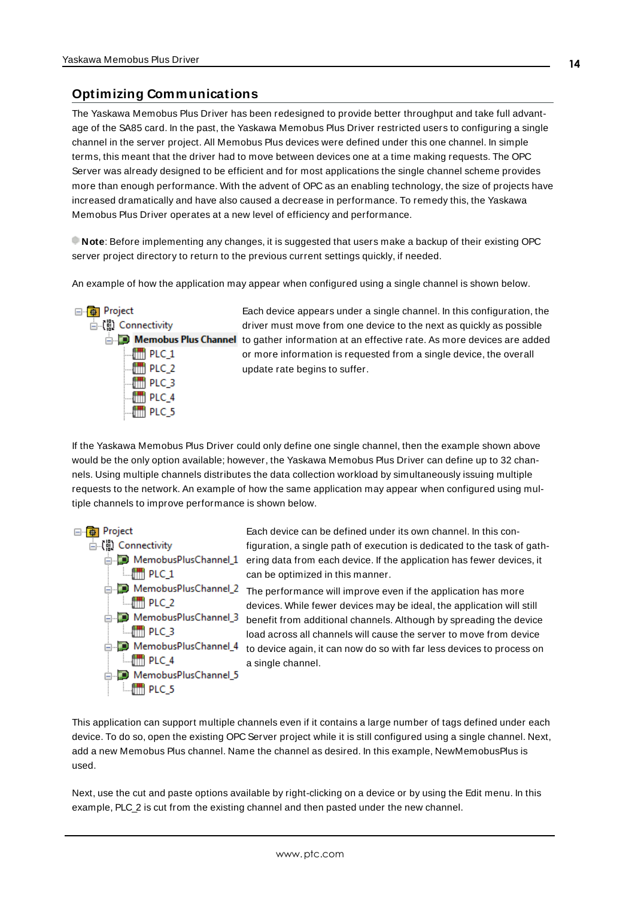## Optimizing Communications

The Yaskawa Memobus Plus Driver has been redesigned to provide better throughput and take full advantage of the SA85 card. In the past, the Yaskawa Memobus Plus Driver restricted users to configuring a single channel in the server project. All Memobus Plus devices were defined under this one channel. In simple terms, this meant that the driver had to move between devices one at a time making requests. The OPC Server was already designed to be efficient and for most applications the single channel scheme provides more than enough performance. With the advent of OPC as an enabling technology, the size of projects have increased dramatically and have also caused a decrease in performance. To remedy this, the Yaskawa Memobus Plus Driver operates at a new level of efficiency and performance.

**Note**: Before implementing any changes, it is suggested that users make a backup of their existing OPC server project directory to return to the previous current settings quickly, if needed.

An example of how the application may appear when configured using a single channel is shown below.

Each device appears under a single channel. In this configuration, the driver must move from one device to the next as quickly as possible to gather information at an effective rate. As more devices are added or more information is requested from a single device, the overall update rate begins to suffer.

If the Yaskawa Memobus Plus Driver could only define one single channel, then the example shown above would be the only option available; however, the Yaskawa Memobus Plus Driver can define up to 32 channels. Using multiple channels distributes the data collection workload by simultaneously issuing multiple requests to the network. An example of how the same application may appear when configured using multiple channels to improve performance is shown below.

Each device can be defined under its own channel. In this configuration, a single path of execution is dedicated to the task of gathering data from each device. If the application has fewer devices, it can be optimized in this manner.

The performance will improve even if the application has more devices. While fewer devices may be ideal, the application will still benefit from additional channels. Although by spreading the device load across all channels will cause the server to move from device to device again, it can now do so with far less devices to process on a single channel.

This application can support multiple channels even if it contains a large number of tags defined under each device. To do so, open the existing OPC Server project while it is still configured using a single channel. Next, add a new Memobus Plus channel. Name the channel as desired. In this example, NewMemobusPlus is used.

Next, use the cut and paste options available by right-clicking on a device or by using the Edit menu. In this example, PLC_2 is cut from the existing channel and then pasted under the new channel.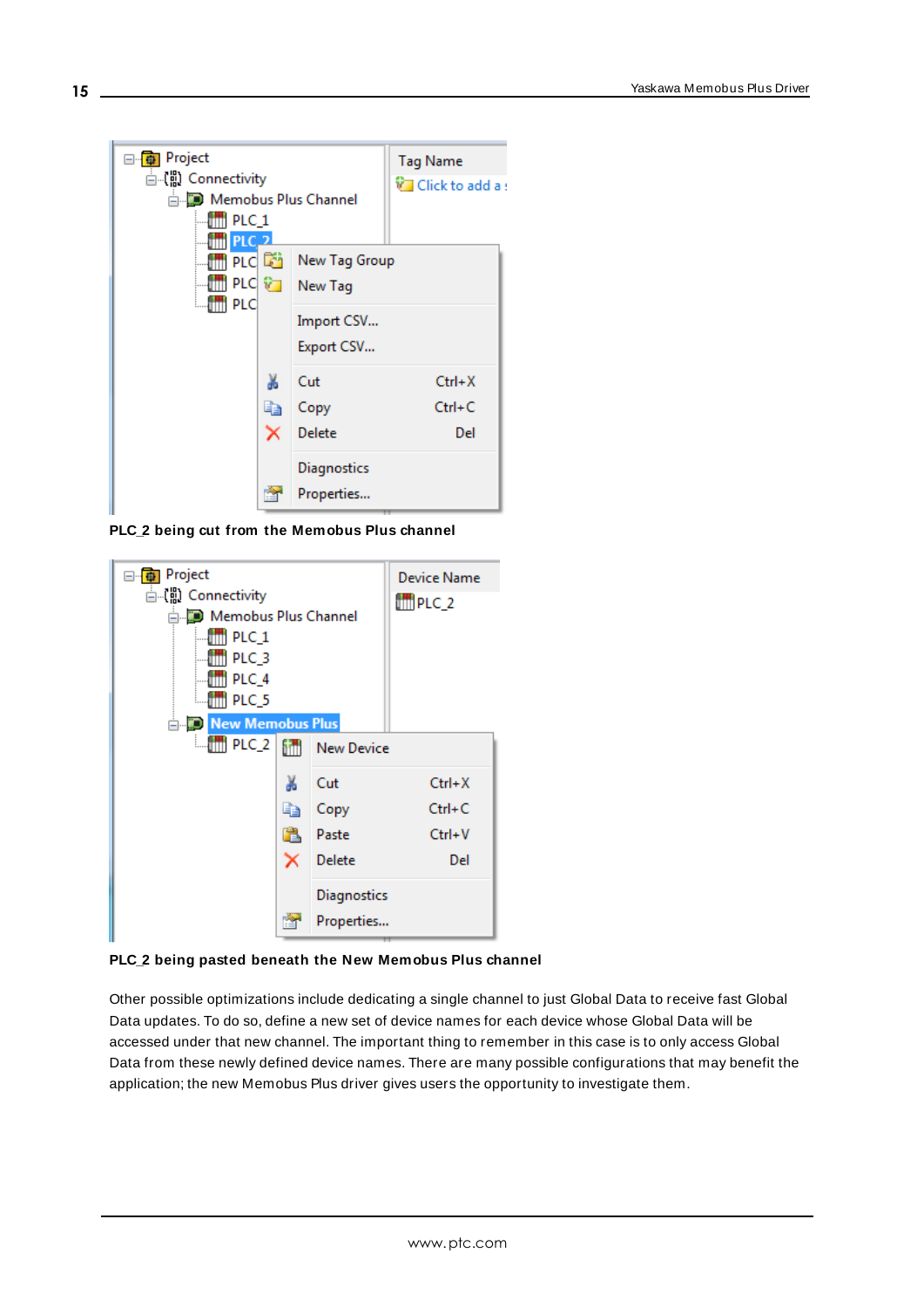**PLC_2 being cut from the Memobus Plus channel**

**PLC_2 being pasted beneath the New Memobus Plus channel**

Other possible optimizations include dedicating a single channel to just Global Data to receive fast Global Data updates. To do so, define a new set of device names for each device whose Global Data will be accessed under that new channel. The important thing to remember in this case is to only access Global Data from these newly defined device names. There are many possible configurations that may benefit the application; the new Memobus Plus driver gives users the opportunity to investigate them.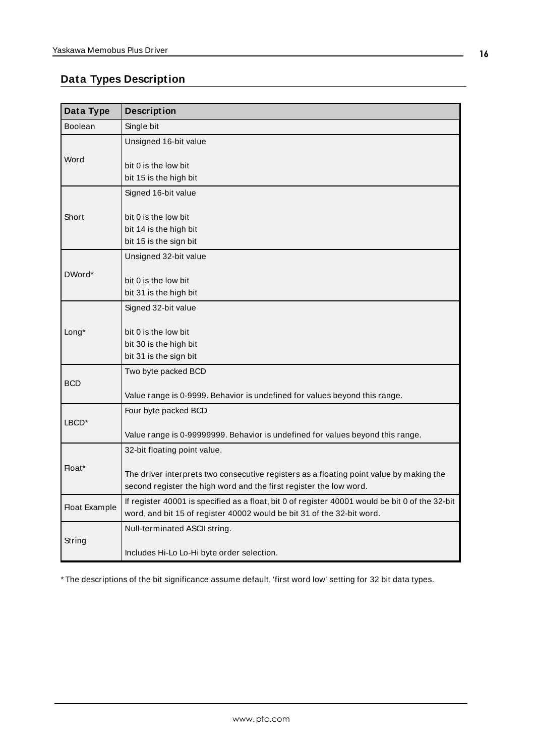## Data Types Description

| Data Type | Description |
| --- | --- |
| Boolean | Single bit |
| Word | Unsigned 16-bit value<br><br>bit 0 is the low bit<br>bit 15 is the high bit |
| Short | Signed 16-bit value<br><br>bit 0 is the low bit<br>bit 14 is the high bit<br>bit 15 is the sign bit |
| DWord* | Unsigned 32-bit value<br><br>bit 0 is the low bit<br>bit 31 is the high bit |
| Long* | Signed 32-bit value<br><br>bit 0 is the low bit<br>bit 30 is the high bit<br>bit 31 is the sign bit |
| BCD | Two byte packed BCD<br><br>Value range is 0-9999. Behavior is undefined for values beyond this range. |
| LBCD* | Four byte packed BCD<br><br>Value range is 0-99999999. Behavior is undefined for values beyond this range. |
| Float* | 32-bit floating point value.<br><br>The driver interprets two consecutive registers as a floating point value by making the second register the high word and the first register the low word. |
| Float Example | If register 40001 is specified as a float, bit 0 of register 40001 would be bit 0 of the 32-bit word, and bit 15 of register 40002 would be bit 31 of the 32-bit word. |
| String | Null-terminated ASCII string.<br><br>Includes Hi-Lo Lo-Hi byte order selection. |

* The descriptions of the bit significance assume default, 'first word low' setting for 32 bit data types.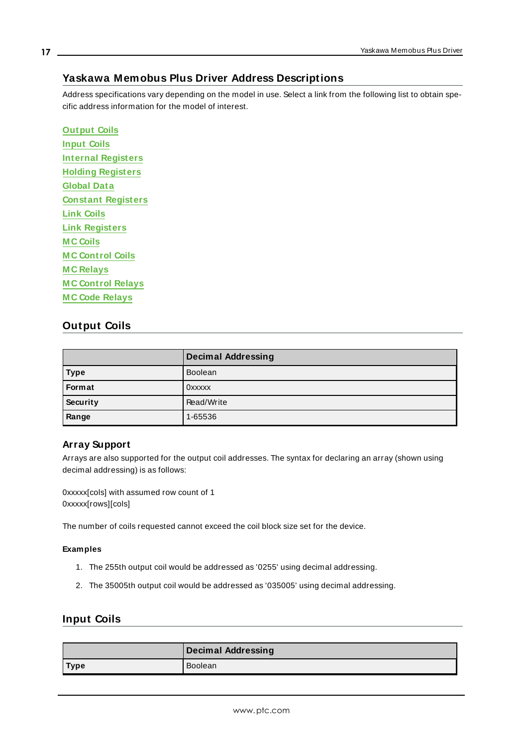## Yaskawa Memobus Plus Driver Address Descriptions

Address specifications vary depending on the model in use. Select a link from the following list to obtain specific address information for the model of interest.

**Output Coils**
**Input Coils**
**Internal Registers**
**Holding Registers**
**Global Data**
**Constant Registers**
**Link Coils**
**Link Registers**
**MC Coils**
**MC Control Coils**
**MC Relays**
**MC Control Relays**
**MC Code Relays**

## Output Coils

| | Decimal Addressing |
|---|---|
| **Type** | Boolean |
| **Format** | 0xxxxx |
| **Security** | Read/Write |
| **Range** | 1-65536 |

### Array Support

Arrays are also supported for the output coil addresses. The syntax for declaring an array (shown using decimal addressing) is as follows:

0xxxxx[cols] with assumed row count of 1
0xxxxx[rows][cols]

The number of coils requested cannot exceed the coil block size set for the device.

#### Examples

1. The 255th output coil would be addressed as '0255' using decimal addressing.
2. The 35005th output coil would be addressed as '035005' using decimal addressing.

## Input Coils

| | Decimal Addressing |
|---|---|
| **Type** | Boolean |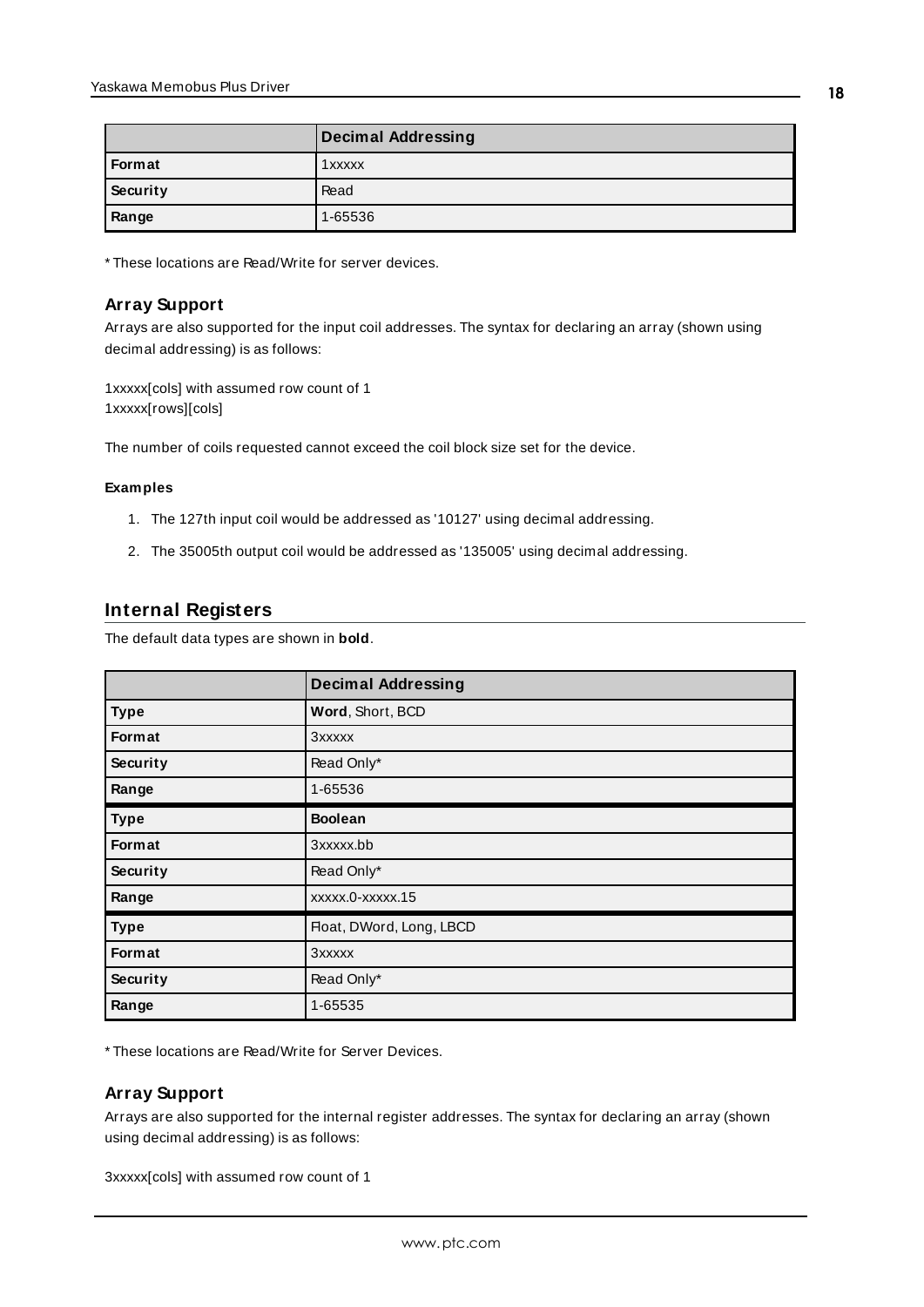| | Decimal Addressing |
|---|---|
| **Format** | 1xxxxx |
| **Security** | Read |
| **Range** | 1-65536 |

* These locations are Read/Write for server devices.

### Array Support

Arrays are also supported for the input coil addresses. The syntax for declaring an array (shown using decimal addressing) is as follows:

1xxxxx[cols] with assumed row count of 1
1xxxxx[rows][cols]

The number of coils requested cannot exceed the coil block size set for the device.

#### Examples

1. The 127th input coil would be addressed as '10127' using decimal addressing.
2. The 35005th output coil would be addressed as '135005' using decimal addressing.

## Internal Registers

The default data types are shown in **bold**.

| | Decimal Addressing |
|---|---|
| **Type** | **Word**, Short, BCD |
| **Format** | 3xxxxx |
| **Security** | Read Only* |
| **Range** | 1-65536 |
| **Type** | **Boolean** |
| **Format** | 3xxxxx.bb |
| **Security** | Read Only* |
| **Range** | xxxxx.0-xxxxx.15 |
| **Type** | Float, DWord, Long, LBCD |
| **Format** | 3xxxxx |
| **Security** | Read Only* |
| **Range** | 1-65535 |

* These locations are Read/Write for Server Devices.

### Array Support

Arrays are also supported for the internal register addresses. The syntax for declaring an array (shown using decimal addressing) is as follows:

3xxxxx[cols] with assumed row count of 1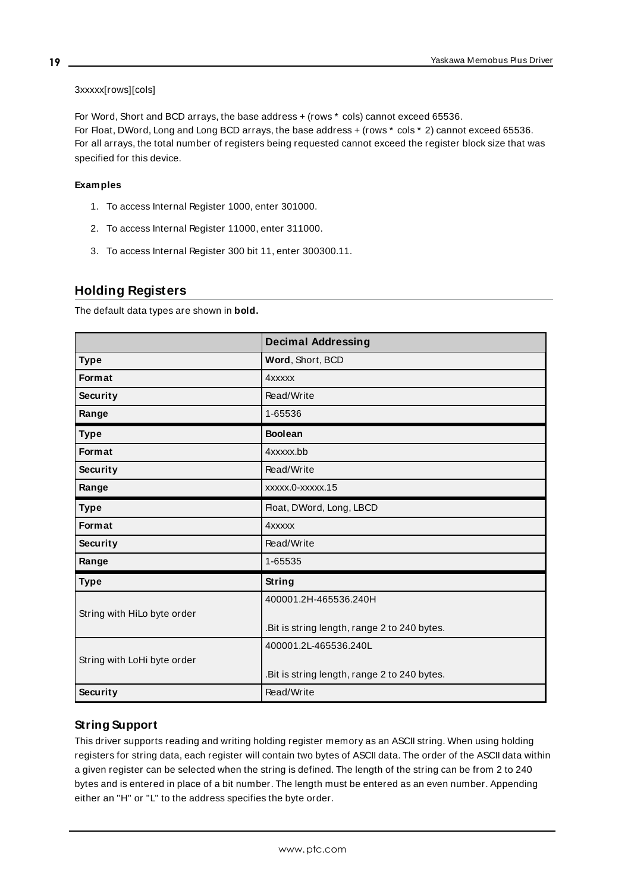3xxxxx[rows][cols]

For Word, Short and BCD arrays, the base address + (rows * cols) cannot exceed 65536.
For Float, DWord, Long and Long BCD arrays, the base address + (rows * cols * 2) cannot exceed 65536.
For all arrays, the total number of registers being requested cannot exceed the register block size that was specified for this device.

**Examples**

1. To access Internal Register 1000, enter 301000.
2. To access Internal Register 11000, enter 311000.
3. To access Internal Register 300 bit 11, enter 300300.11.

## Holding Registers

The default data types are shown in **bold.**

| | Decimal Addressing |
|---|---|
| **Type** | **Word**, Short, BCD |
| **Format** | 4xxxxx |
| **Security** | Read/Write |
| **Range** | 1-65536 |
| **Type** | **Boolean** |
| **Format** | 4xxxxx.bb |
| **Security** | Read/Write |
| **Range** | xxxxx.0-xxxxx.15 |
| **Type** | Float, DWord, Long, LBCD |
| **Format** | 4xxxxx |
| **Security** | Read/Write |
| **Range** | 1-65535 |
| **Type** | **String** |
| String with HiLo byte order | 400001.2H-465536.240H<br><br>.Bit is string length, range 2 to 240 bytes. |
| String with LoHi byte order | 400001.2L-465536.240L<br><br>.Bit is string length, range 2 to 240 bytes. |
| **Security** | Read/Write |

### String Support

This driver supports reading and writing holding register memory as an ASCII string. When using holding registers for string data, each register will contain two bytes of ASCII data. The order of the ASCII data within a given register can be selected when the string is defined. The length of the string can be from 2 to 240 bytes and is entered in place of a bit number. The length must be entered as an even number. Appending either an "H" or "L" to the address specifies the byte order.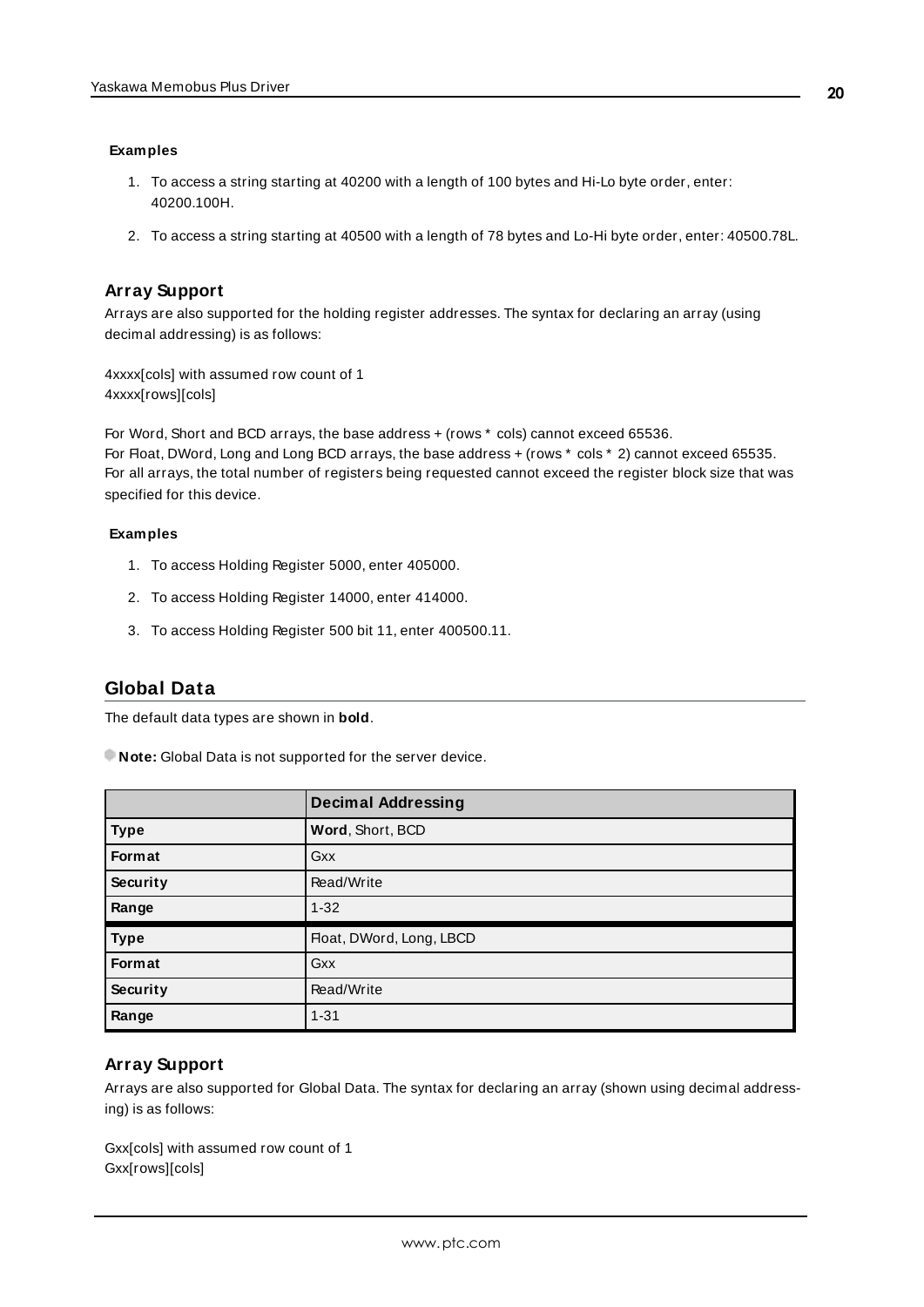**Examples**

1. To access a string starting at 40200 with a length of 100 bytes and Hi-Lo byte order, enter: 40200.100H.
2. To access a string starting at 40500 with a length of 78 bytes and Lo-Hi byte order, enter: 40500.78L.

### Array Support

Arrays are also supported for the holding register addresses. The syntax for declaring an array (using decimal addressing) is as follows:

4xxxx[cols] with assumed row count of 1
4xxxx[rows][cols]

For Word, Short and BCD arrays, the base address + (rows * cols) cannot exceed 65536.
For Float, DWord, Long and Long BCD arrays, the base address + (rows * cols * 2) cannot exceed 65535.
For all arrays, the total number of registers being requested cannot exceed the register block size that was specified for this device.

**Examples**

1. To access Holding Register 5000, enter 405000.
2. To access Holding Register 14000, enter 414000.
3. To access Holding Register 500 bit 11, enter 400500.11.

## Global Data

The default data types are shown in **bold**.

**Note:** Global Data is not supported for the server device.

| | Decimal Addressing |
|---|---|
| **Type** | **Word**, Short, BCD |
| **Format** | Gxx |
| **Security** | Read/Write |
| **Range** | 1-32 |
| **Type** | Float, DWord, Long, LBCD |
| **Format** | Gxx |
| **Security** | Read/Write |
| **Range** | 1-31 |

### Array Support

Arrays are also supported for Global Data. The syntax for declaring an array (shown using decimal addressing) is as follows:

Gxx[cols] with assumed row count of 1
Gxx[rows][cols]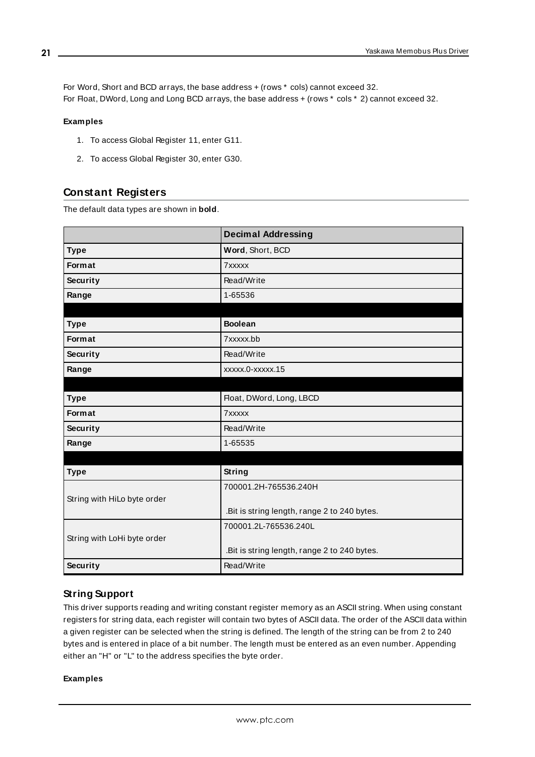For Word, Short and BCD arrays, the base address + (rows * cols) cannot exceed 32.
For Float, DWord, Long and Long BCD arrays, the base address + (rows * cols * 2) cannot exceed 32.

#### Examples

1. To access Global Register 11, enter G11.
2. To access Global Register 30, enter G30.

## Constant Registers

The default data types are shown in **bold**.

| | **Decimal Addressing** |
|---|---|
| **Type** | **Word**, Short, BCD |
| **Format** | 7xxxxx |
| **Security** | Read/Write |
| **Range** | 1-65536 |
| | |
| **Type** | **Boolean** |
| **Format** | 7xxxxx.bb |
| **Security** | Read/Write |
| **Range** | xxxxx.0-xxxxx.15 |
| | |
| **Type** | Float, DWord, Long, LBCD |
| **Format** | 7xxxxx |
| **Security** | Read/Write |
| **Range** | 1-65535 |
| | |
| **Type** | **String** |
| String with HiLo byte order | 700001.2H-765536.240H<br><br>.Bit is string length, range 2 to 240 bytes. |
| String with LoHi byte order | 700001.2L-765536.240L<br><br>.Bit is string length, range 2 to 240 bytes. |
| **Security** | Read/Write |

### String Support

This driver supports reading and writing constant register memory as an ASCII string. When using constant registers for string data, each register will contain two bytes of ASCII data. The order of the ASCII data within a given register can be selected when the string is defined. The length of the string can be from 2 to 240 bytes and is entered in place of a bit number. The length must be entered as an even number. Appending either an "H" or "L" to the address specifies the byte order.

#### Examples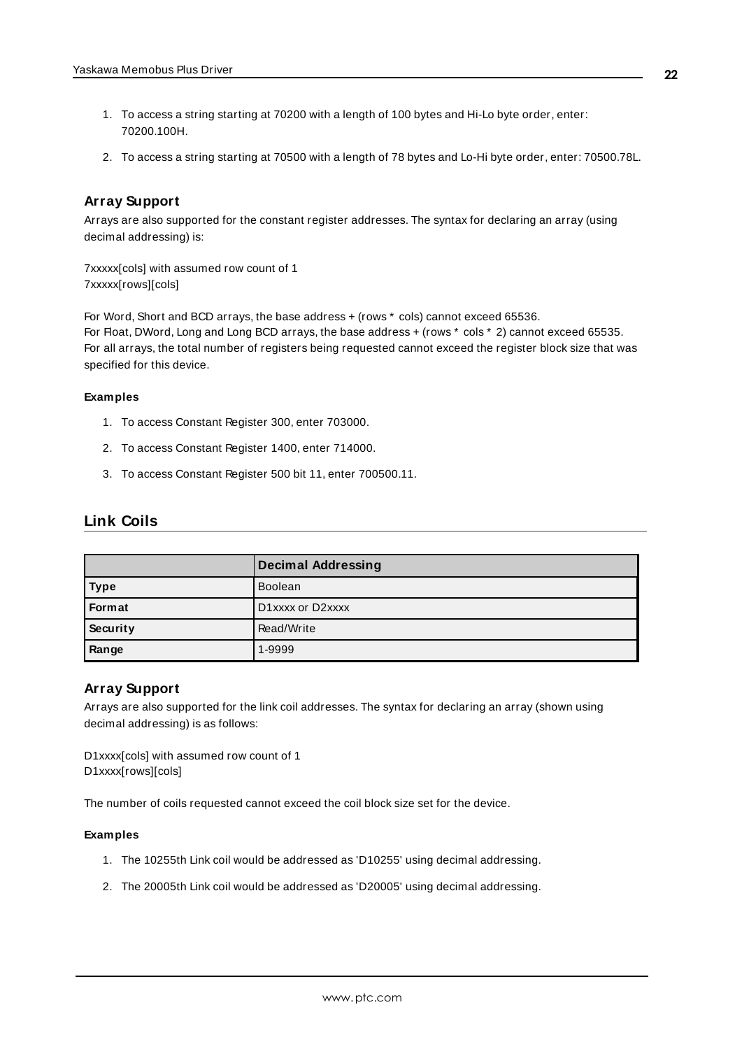1. To access a string starting at 70200 with a length of 100 bytes and Hi-Lo byte order, enter: 70200.100H.
2. To access a string starting at 70500 with a length of 78 bytes and Lo-Hi byte order, enter: 70500.78L.

### Array Support

Arrays are also supported for the constant register addresses. The syntax for declaring an array (using decimal addressing) is:

7xxxxx[cols] with assumed row count of 1
7xxxxx[rows][cols]

For Word, Short and BCD arrays, the base address + (rows * cols) cannot exceed 65536.
For Float, DWord, Long and Long BCD arrays, the base address + (rows * cols * 2) cannot exceed 65535.
For all arrays, the total number of registers being requested cannot exceed the register block size that was specified for this device.

#### Examples

1. To access Constant Register 300, enter 703000.
2. To access Constant Register 1400, enter 714000.
3. To access Constant Register 500 bit 11, enter 700500.11.

## Link Coils

| | Decimal Addressing |
|---|---|
| **Type** | Boolean |
| **Format** | D1xxxx or D2xxxx |
| **Security** | Read/Write |
| **Range** | 1-9999 |

### Array Support

Arrays are also supported for the link coil addresses. The syntax for declaring an array (shown using decimal addressing) is as follows:

D1xxxx[cols] with assumed row count of 1
D1xxxx[rows][cols]

The number of coils requested cannot exceed the coil block size set for the device.

#### Examples

1. The 10255th Link coil would be addressed as 'D10255' using decimal addressing.
2. The 20005th Link coil would be addressed as 'D20005' using decimal addressing.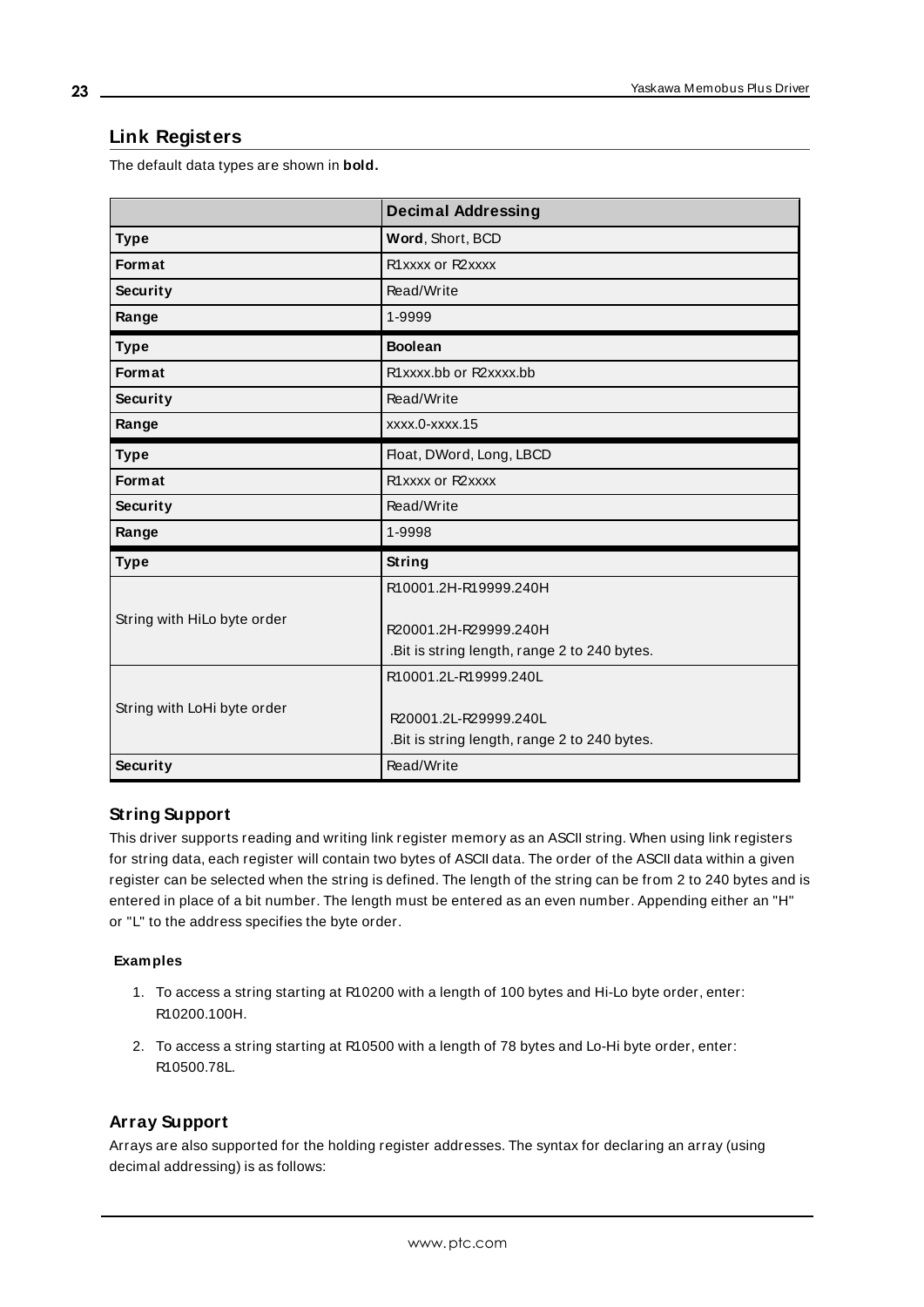## Link Registers

The default data types are shown in **bold.**

| | Decimal Addressing |
|---|---|
| **Type** | **Word**, Short, BCD |
| **Format** | R1xxxx or R2xxxx |
| **Security** | Read/Write |
| **Range** | 1-9999 |
| **Type** | **Boolean** |
| **Format** | R1xxxx.bb or R2xxxx.bb |
| **Security** | Read/Write |
| **Range** | xxxx.0-xxxx.15 |
| **Type** | Float, DWord, Long, LBCD |
| **Format** | R1xxxx or R2xxxx |
| **Security** | Read/Write |
| **Range** | 1-9998 |
| **Type** | **String** |
| String with HiLo byte order | R10001.2H-R19999.240H<br><br>R20001.2H-R29999.240H<br>.Bit is string length, range 2 to 240 bytes. |
| String with LoHi byte order | R10001.2L-R19999.240L<br><br>R20001.2L-R29999.240L<br>.Bit is string length, range 2 to 240 bytes. |
| **Security** | Read/Write |

### String Support

This driver supports reading and writing link register memory as an ASCII string. When using link registers for string data, each register will contain two bytes of ASCII data. The order of the ASCII data within a given register can be selected when the string is defined. The length of the string can be from 2 to 240 bytes and is entered in place of a bit number. The length must be entered as an even number. Appending either an "H" or "L" to the address specifies the byte order.

#### Examples

1. To access a string starting at R10200 with a length of 100 bytes and Hi-Lo byte order, enter: R10200.100H.
2. To access a string starting at R10500 with a length of 78 bytes and Lo-Hi byte order, enter: R10500.78L.

### Array Support

Arrays are also supported for the holding register addresses. The syntax for declaring an array (using decimal addressing) is as follows: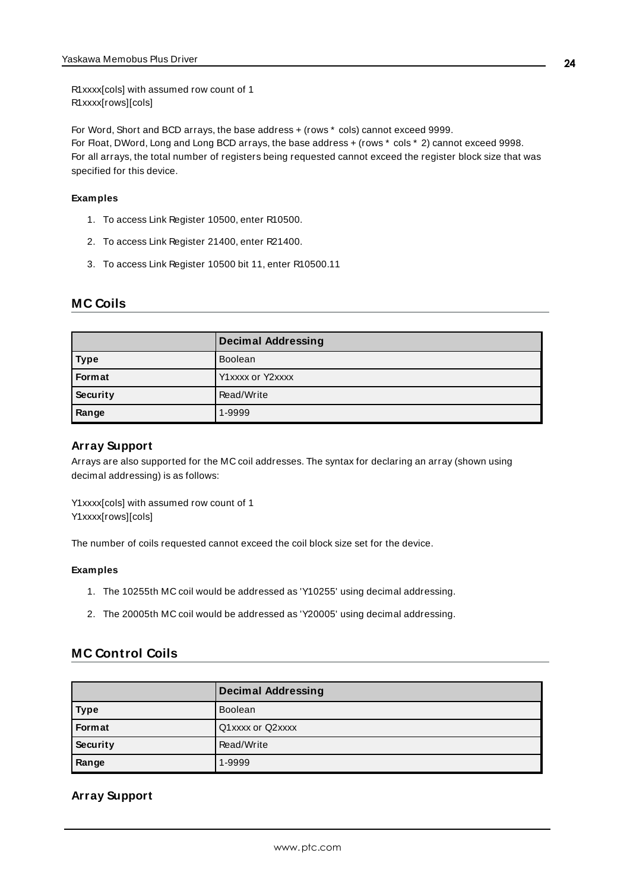R1xxxx[cols] with assumed row count of 1
R1xxxx[rows][cols]

For Word, Short and BCD arrays, the base address + (rows * cols) cannot exceed 9999.
For Float, DWord, Long and Long BCD arrays, the base address + (rows * cols * 2) cannot exceed 9998.
For all arrays, the total number of registers being requested cannot exceed the register block size that was specified for this device.

#### Examples

1. To access Link Register 10500, enter R10500.
2. To access Link Register 21400, enter R21400.
3. To access Link Register 10500 bit 11, enter R10500.11

## MC Coils

| | Decimal Addressing |
|---|---|
| **Type** | Boolean |
| **Format** | Y1xxxx or Y2xxxx |
| **Security** | Read/Write |
| **Range** | 1-9999 |

### Array Support

Arrays are also supported for the MC coil addresses. The syntax for declaring an array (shown using decimal addressing) is as follows:

Y1xxxx[cols] with assumed row count of 1
Y1xxxx[rows][cols]

The number of coils requested cannot exceed the coil block size set for the device.

#### Examples

1. The 10255th MC coil would be addressed as 'Y10255' using decimal addressing.
2. The 20005th MC coil would be addressed as 'Y20005' using decimal addressing.

## MC Control Coils

| | Decimal Addressing |
|---|---|
| **Type** | Boolean |
| **Format** | Q1xxxx or Q2xxxx |
| **Security** | Read/Write |
| **Range** | 1-9999 |

### Array Support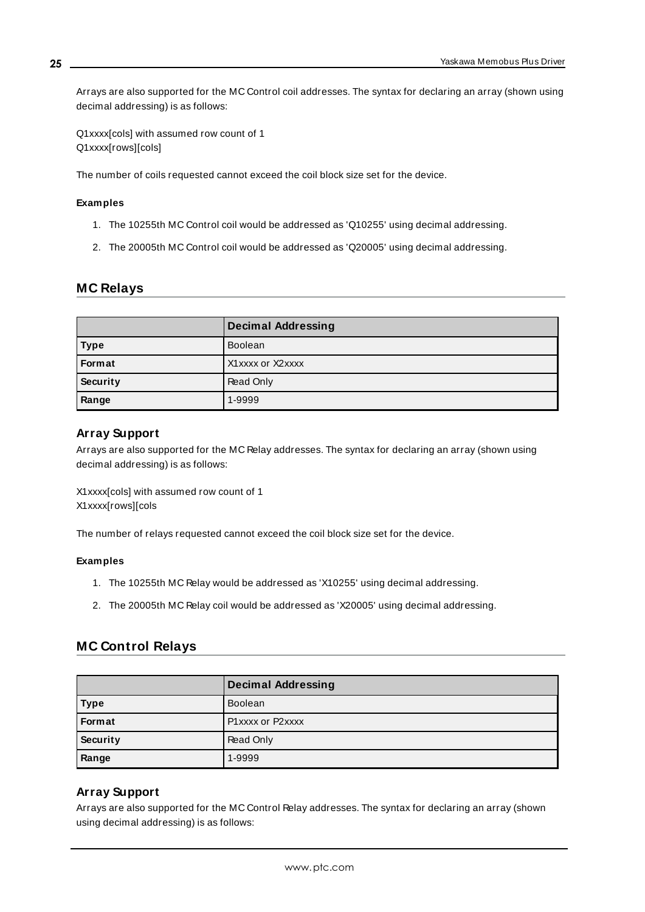Arrays are also supported for the MC Control coil addresses. The syntax for declaring an array (shown using decimal addressing) is as follows:

Q1xxxx[cols] with assumed row count of 1
Q1xxxx[rows][cols]

The number of coils requested cannot exceed the coil block size set for the device.

**Examples**

1. The 10255th MC Control coil would be addressed as 'Q10255' using decimal addressing.
2. The 20005th MC Control coil would be addressed as 'Q20005' using decimal addressing.

## MC Relays

| | Decimal Addressing |
|---|---|
| **Type** | Boolean |
| **Format** | X1xxxx or X2xxxx |
| **Security** | Read Only |
| **Range** | 1-9999 |

### Array Support

Arrays are also supported for the MC Relay addresses. The syntax for declaring an array (shown using decimal addressing) is as follows:

X1xxxx[cols] with assumed row count of 1
X1xxxx[rows][cols

The number of relays requested cannot exceed the coil block size set for the device.

**Examples**

1. The 10255th MC Relay would be addressed as 'X10255' using decimal addressing.
2. The 20005th MC Relay coil would be addressed as 'X20005' using decimal addressing.

## MC Control Relays

| | Decimal Addressing |
|---|---|
| **Type** | Boolean |
| **Format** | P1xxxx or P2xxxx |
| **Security** | Read Only |
| **Range** | 1-9999 |

### Array Support

Arrays are also supported for the MC Control Relay addresses. The syntax for declaring an array (shown using decimal addressing) is as follows: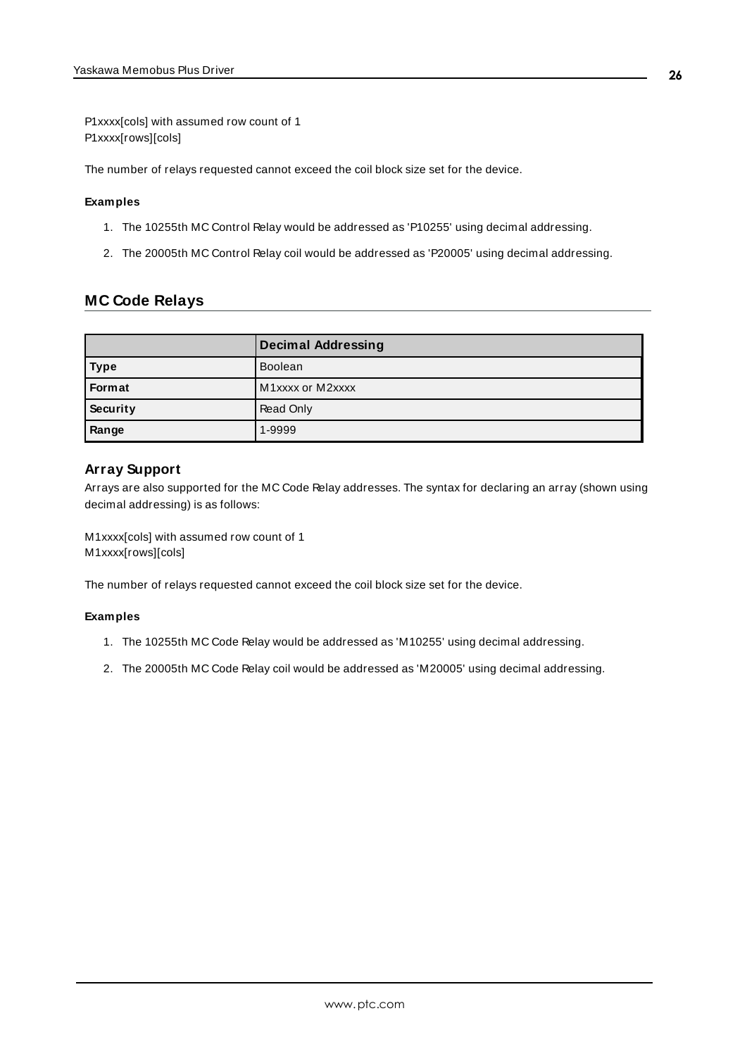P1xxxx[cols] with assumed row count of 1
P1xxxx[rows][cols]

The number of relays requested cannot exceed the coil block size set for the device.

#### Examples

1. The 10255th MC Control Relay would be addressed as 'P10255' using decimal addressing.
2. The 20005th MC Control Relay coil would be addressed as 'P20005' using decimal addressing.

## MC Code Relays

| | Decimal Addressing |
|---|---|
| **Type** | Boolean |
| **Format** | M1xxxx or M2xxxx |
| **Security** | Read Only |
| **Range** | 1-9999 |

### Array Support

Arrays are also supported for the MC Code Relay addresses. The syntax for declaring an array (shown using decimal addressing) is as follows:

M1xxxx[cols] with assumed row count of 1
M1xxxx[rows][cols]

The number of relays requested cannot exceed the coil block size set for the device.

#### Examples

1. The 10255th MC Code Relay would be addressed as 'M10255' using decimal addressing.
2. The 20005th MC Code Relay coil would be addressed as 'M20005' using decimal addressing.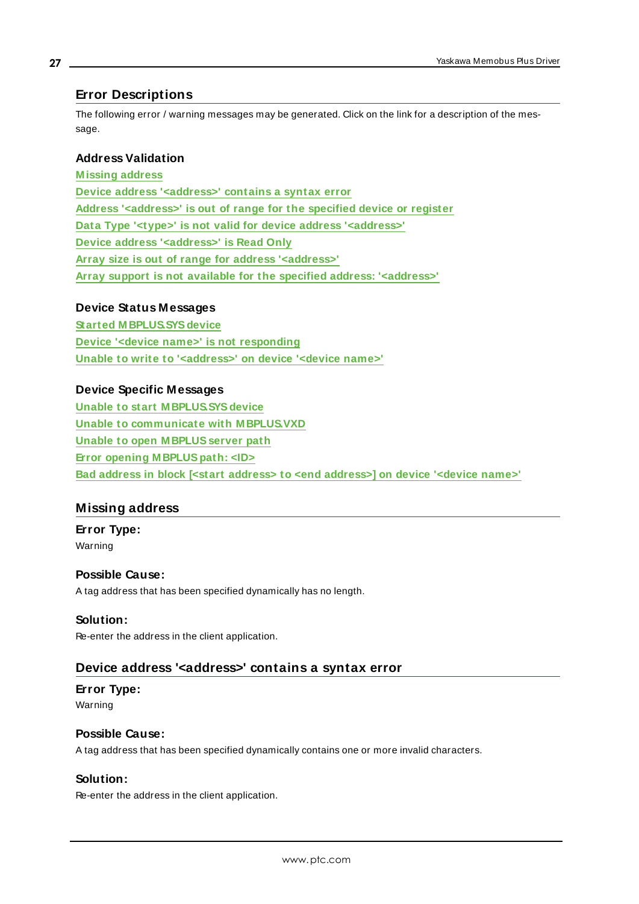## Error Descriptions

The following error / warning messages may be generated. Click on the link for a description of the message.

### Address Validation

Missing address
Device address '<address>' contains a syntax error
Address '<address>' is out of range for the specified device or register
Data Type '<type>' is not valid for device address '<address>'
Device address '<address>' is Read Only
Array size is out of range for address '<address>'
Array support is not available for the specified address: '<address>'

### Device Status Messages

Started MBPLUS.SYS device
Device '<device name>' is not responding
Unable to write to '<address>' on device '<device name>'

### Device Specific Messages

Unable to start MBPLUS.SYS device
Unable to communicate with MBPLUS.VXD
Unable to open MBPLUS server path
Error opening MBPLUS path: <ID>
Bad address in block [<start address> to <end address>] on device '<device name>'

## Missing address

**Error Type:**
Warning

**Possible Cause:**
A tag address that has been specified dynamically has no length.

**Solution:**
Re-enter the address in the client application.

## Device address '<address>' contains a syntax error

**Error Type:**
Warning

**Possible Cause:**
A tag address that has been specified dynamically contains one or more invalid characters.

**Solution:**
Re-enter the address in the client application.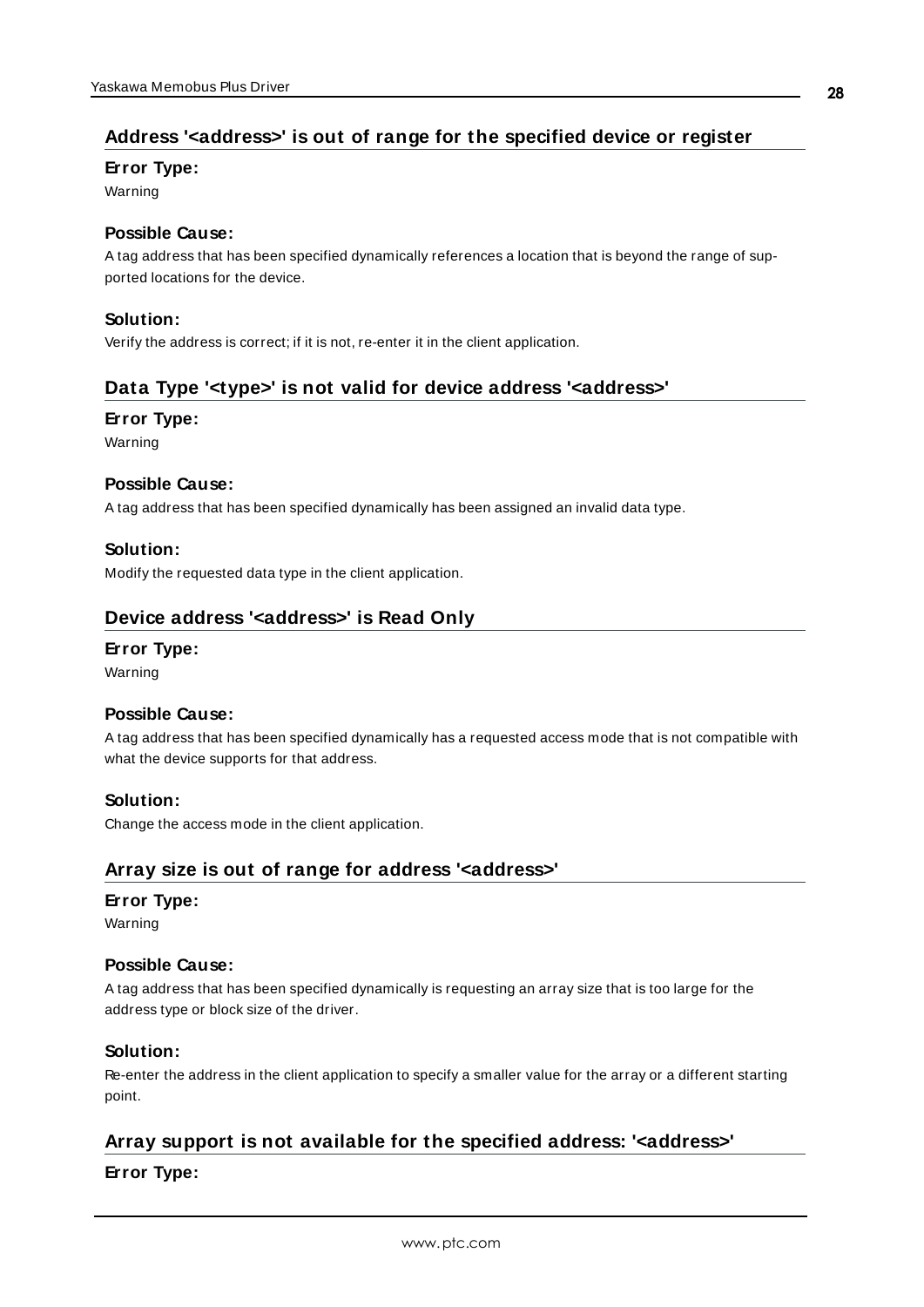## Address '<address>' is out of range for the specified device or register

**Error Type:**

Warning

**Possible Cause:**

A tag address that has been specified dynamically references a location that is beyond the range of supported locations for the device.

**Solution:**

Verify the address is correct; if it is not, re-enter it in the client application.

## Data Type '<type>' is not valid for device address '<address>'

**Error Type:**

Warning

**Possible Cause:**

A tag address that has been specified dynamically has been assigned an invalid data type.

**Solution:**

Modify the requested data type in the client application.

## Device address '<address>' is Read Only

**Error Type:**

Warning

**Possible Cause:**

A tag address that has been specified dynamically has a requested access mode that is not compatible with what the device supports for that address.

**Solution:**

Change the access mode in the client application.

## Array size is out of range for address '<address>'

**Error Type:**

Warning

**Possible Cause:**

A tag address that has been specified dynamically is requesting an array size that is too large for the address type or block size of the driver.

**Solution:**

Re-enter the address in the client application to specify a smaller value for the array or a different starting point.

## Array support is not available for the specified address: '<address>'

**Error Type:**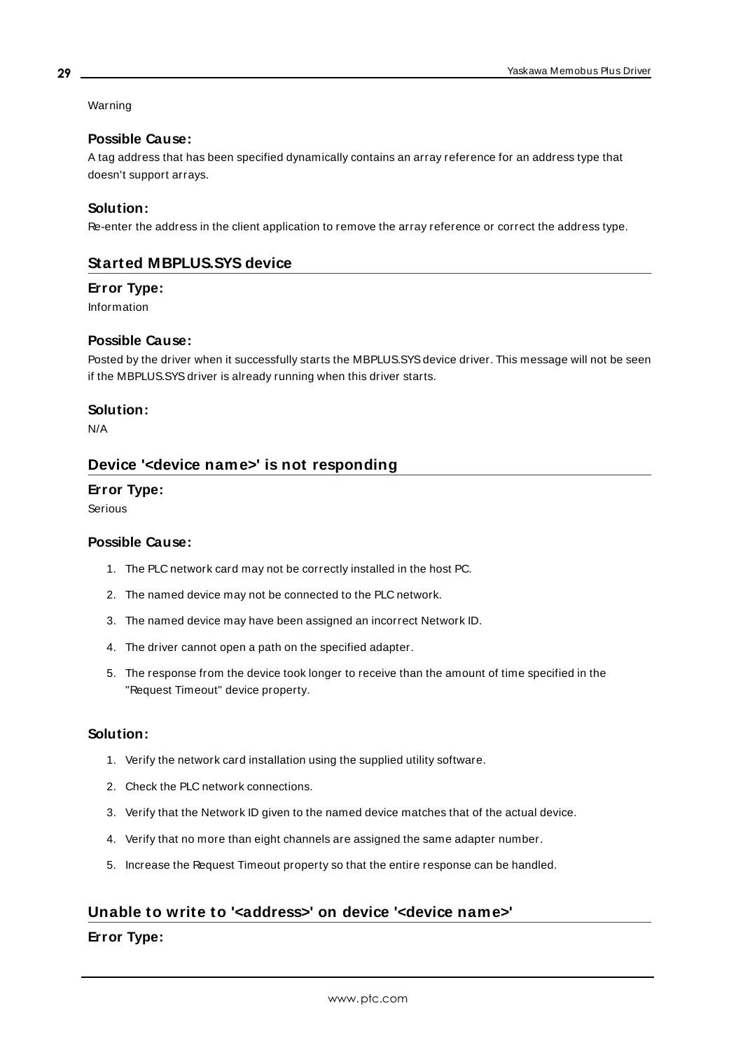Warning

### **Possible Cause:**

A tag address that has been specified dynamically contains an array reference for an address type that doesn't support arrays.

### **Solution:**

Re-enter the address in the client application to remove the array reference or correct the address type.

## **Started MBPLUS.SYS device**

### **Error Type:**

Information

### **Possible Cause:**

Posted by the driver when it successfully starts the MBPLUS.SYS device driver. This message will not be seen if the MBPLUS.SYS driver is already running when this driver starts.

### **Solution:**

N/A

## **Device '<device name>' is not responding**

### **Error Type:**

Serious

### **Possible Cause:**

1. The PLC network card may not be correctly installed in the host PC.
2. The named device may not be connected to the PLC network.
3. The named device may have been assigned an incorrect Network ID.
4. The driver cannot open a path on the specified adapter.
5. The response from the device took longer to receive than the amount of time specified in the "Request Timeout" device property.

### **Solution:**

1. Verify the network card installation using the supplied utility software.
2. Check the PLC network connections.
3. Verify that the Network ID given to the named device matches that of the actual device.
4. Verify that no more than eight channels are assigned the same adapter number.
5. Increase the Request Timeout property so that the entire response can be handled.

## **Unable to write to '<address>' on device '<device name>'**

### **Error Type:**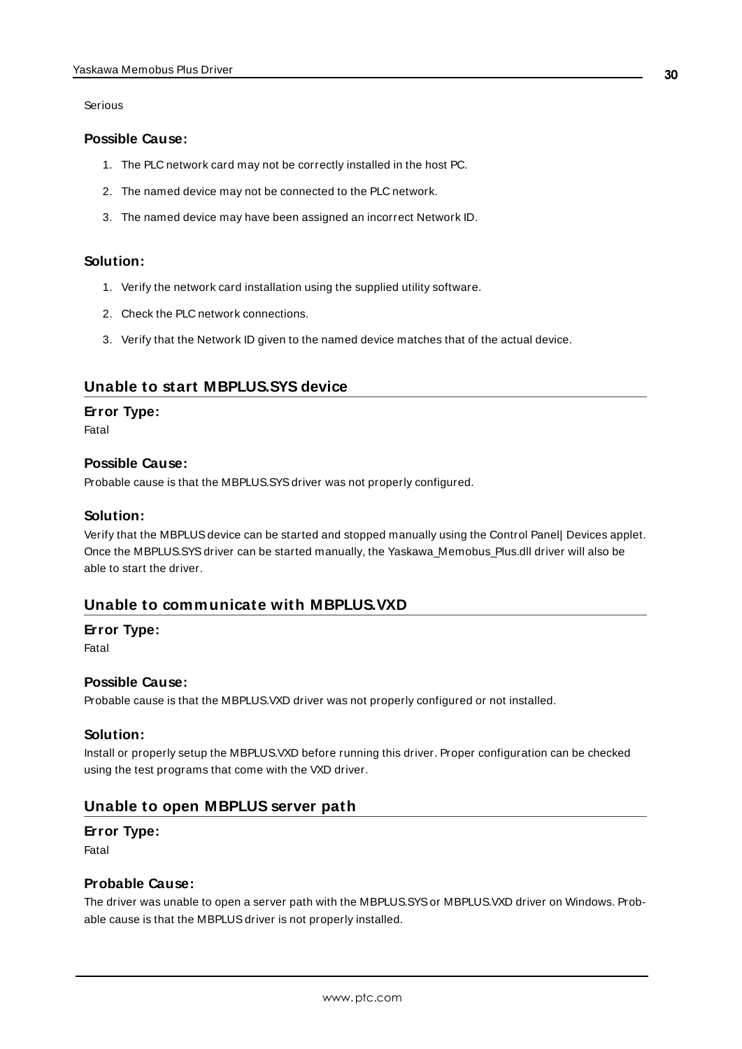Serious

#### **Possible Cause:**

1. The PLC network card may not be correctly installed in the host PC.
2. The named device may not be connected to the PLC network.
3. The named device may have been assigned an incorrect Network ID.

#### **Solution:**

1. Verify the network card installation using the supplied utility software.
2. Check the PLC network connections.
3. Verify that the Network ID given to the named device matches that of the actual device.

## **Unable to start MBPLUS.SYS device**

#### **Error Type:**

Fatal

#### **Possible Cause:**

Probable cause is that the MBPLUS.SYS driver was not properly configured.

#### **Solution:**

Verify that the MBPLUS device can be started and stopped manually using the Control Panel| Devices applet. Once the MBPLUS.SYS driver can be started manually, the Yaskawa_Memobus_Plus.dll driver will also be able to start the driver.

## **Unable to communicate with MBPLUS.VXD**

#### **Error Type:**

Fatal

#### **Possible Cause:**

Probable cause is that the MBPLUS.VXD driver was not properly configured or not installed.

#### **Solution:**

Install or properly setup the MBPLUS.VXD before running this driver. Proper configuration can be checked using the test programs that come with the VXD driver.

## **Unable to open MBPLUS server path**

#### **Error Type:**

Fatal

#### **Probable Cause:**

The driver was unable to open a server path with the MBPLUS.SYS or MBPLUS.VXD driver on Windows. Probable cause is that the MBPLUS driver is not properly installed.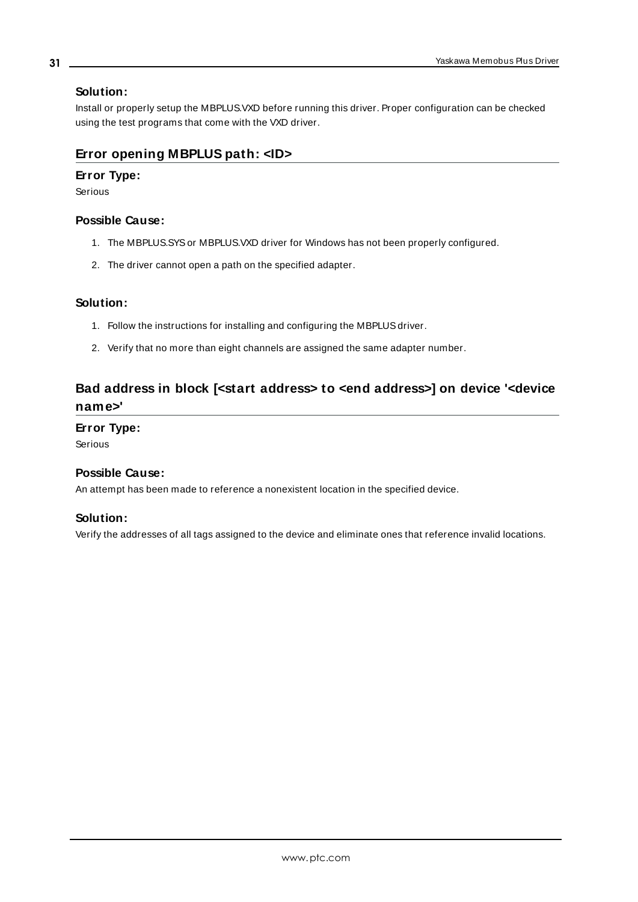### Solution:

Install or properly setup the MBPLUS.VXD before running this driver. Proper configuration can be checked using the test programs that come with the VXD driver.

## Error opening MBPLUS path: <ID>

### Error Type:

Serious

### Possible Cause:

1. The MBPLUS.SYS or MBPLUS.VXD driver for Windows has not been properly configured.
2. The driver cannot open a path on the specified adapter.

### Solution:

1. Follow the instructions for installing and configuring the MBPLUS driver.
2. Verify that no more than eight channels are assigned the same adapter number.

## Bad address in block [<start address> to <end address>] on device '<device name>'

### Error Type:

Serious

### Possible Cause:

An attempt has been made to reference a nonexistent location in the specified device.

### Solution:

Verify the addresses of all tags assigned to the device and eliminate ones that reference invalid locations.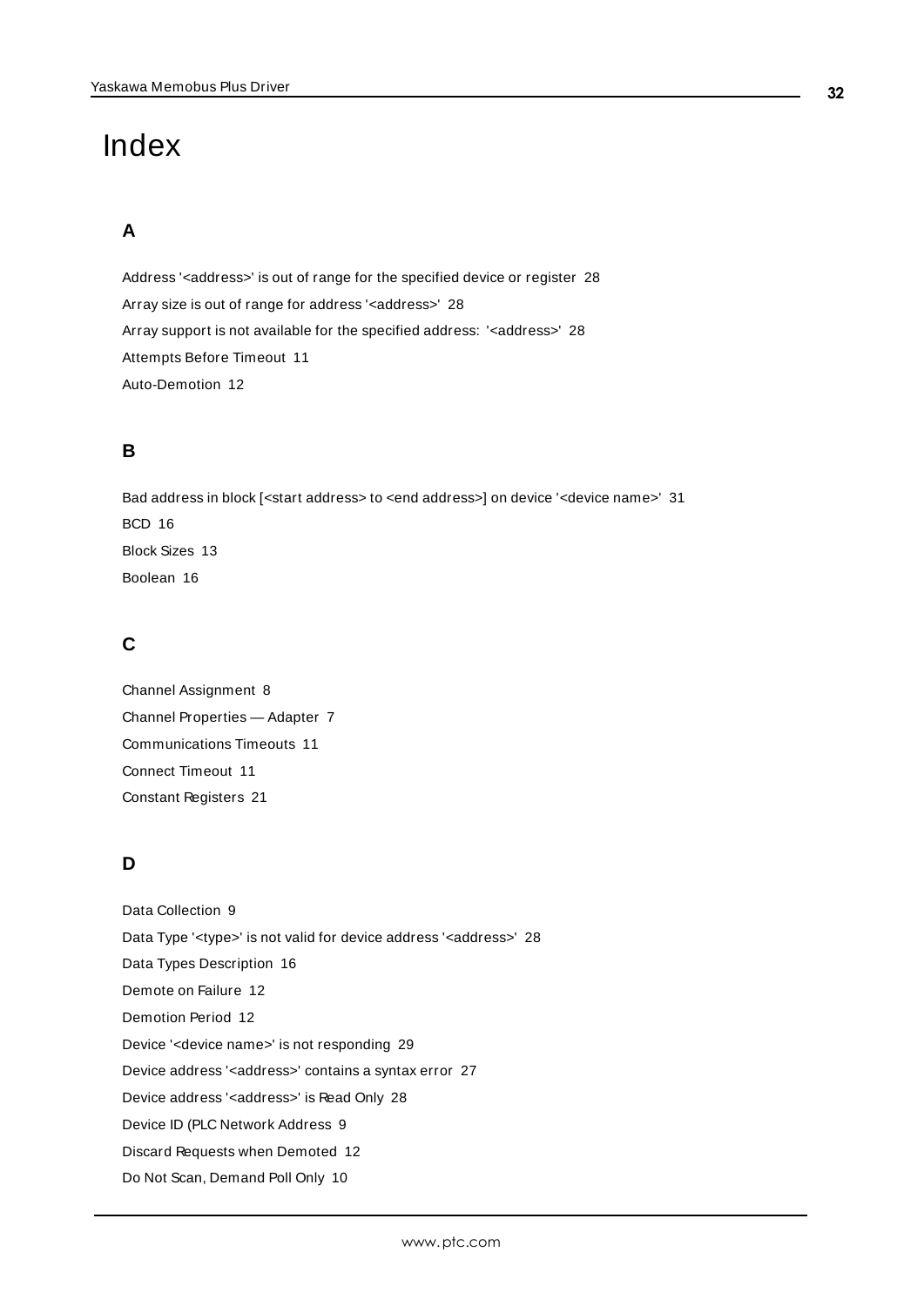# Index

## A

Address '<address>' is out of range for the specified device or register 28

Array size is out of range for address '<address>' 28

Array support is not available for the specified address: '<address>' 28

Attempts Before Timeout 11

Auto-Demotion 12

## B

Bad address in block [<start address> to <end address>] on device '<device name>' 31

BCD 16

Block Sizes 13

Boolean 16

## C

Channel Assignment 8

Channel Properties — Adapter 7

Communications Timeouts 11

Connect Timeout 11

Constant Registers 21

## D

Data Collection 9

Data Type '<type>' is not valid for device address '<address>' 28

Data Types Description 16

Demote on Failure 12

Demotion Period 12

Device '<device name>' is not responding 29

Device address '<address>' contains a syntax error 27

Device address '<address>' is Read Only 28

Device ID (PLC Network Address 9

Discard Requests when Demoted 12

Do Not Scan, Demand Poll Only 10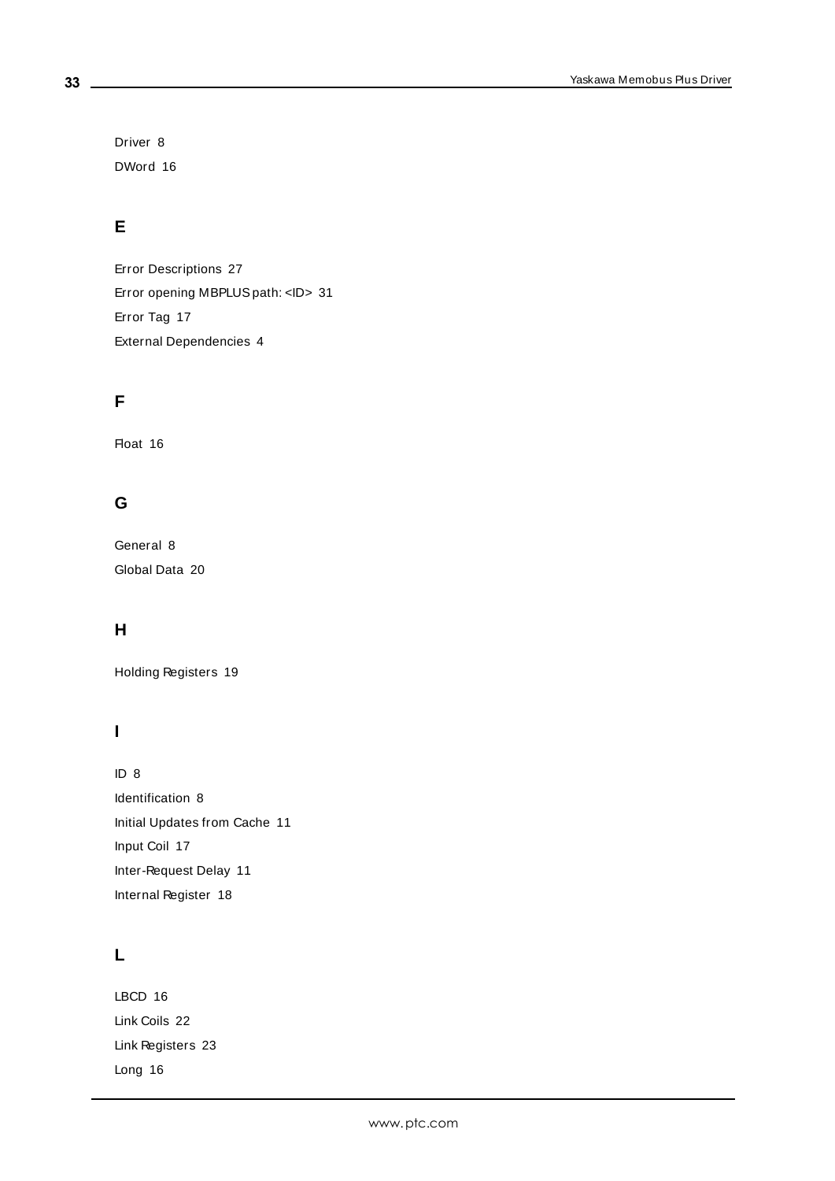Driver 8

DWord 16

## E

Error Descriptions 27

Error opening MBPLUS path: <ID> 31

Error Tag 17

External Dependencies 4

## F

Float 16

## G

General 8

Global Data 20

## H

Holding Registers 19

## I

ID 8

Identification 8

Initial Updates from Cache 11

Input Coil 17

Inter-Request Delay 11

Internal Register 18

## L

LBCD 16

Link Coils 22

Link Registers 23

Long 16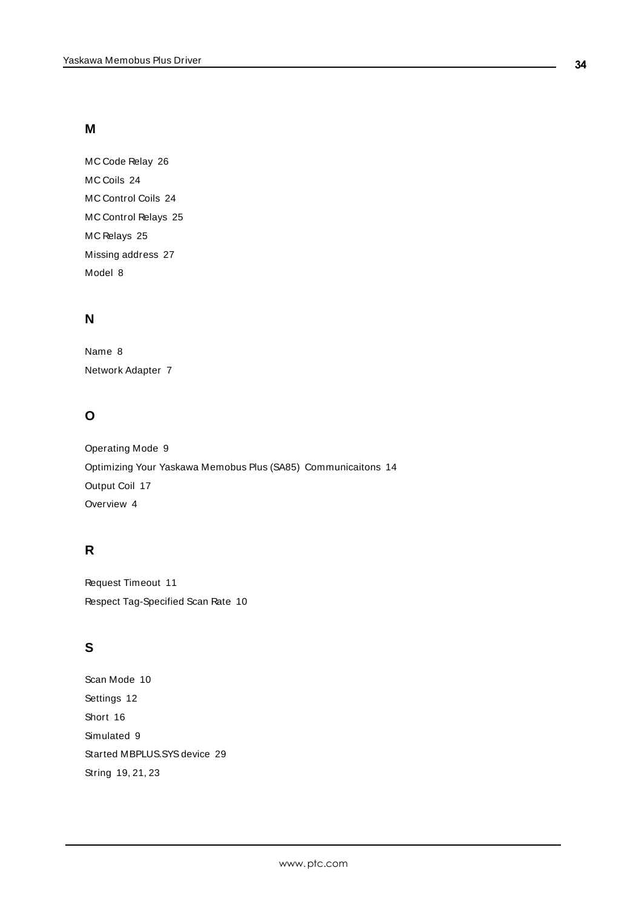## M

MC Code Relay 26

MC Coils 24

MC Control Coils 24

MC Control Relays 25

MC Relays 25

Missing address 27

Model 8

## N

Name 8

Network Adapter 7

## O

Operating Mode 9

Optimizing Your Yaskawa Memobus Plus (SA85) Communicaitons 14

Output Coil 17

Overview 4

## R

Request Timeout 11

Respect Tag-Specified Scan Rate 10

## S

Scan Mode 10

Settings 12

Short 16

Simulated 9

Started MBPLUS.SYS device 29

String 19, 21, 23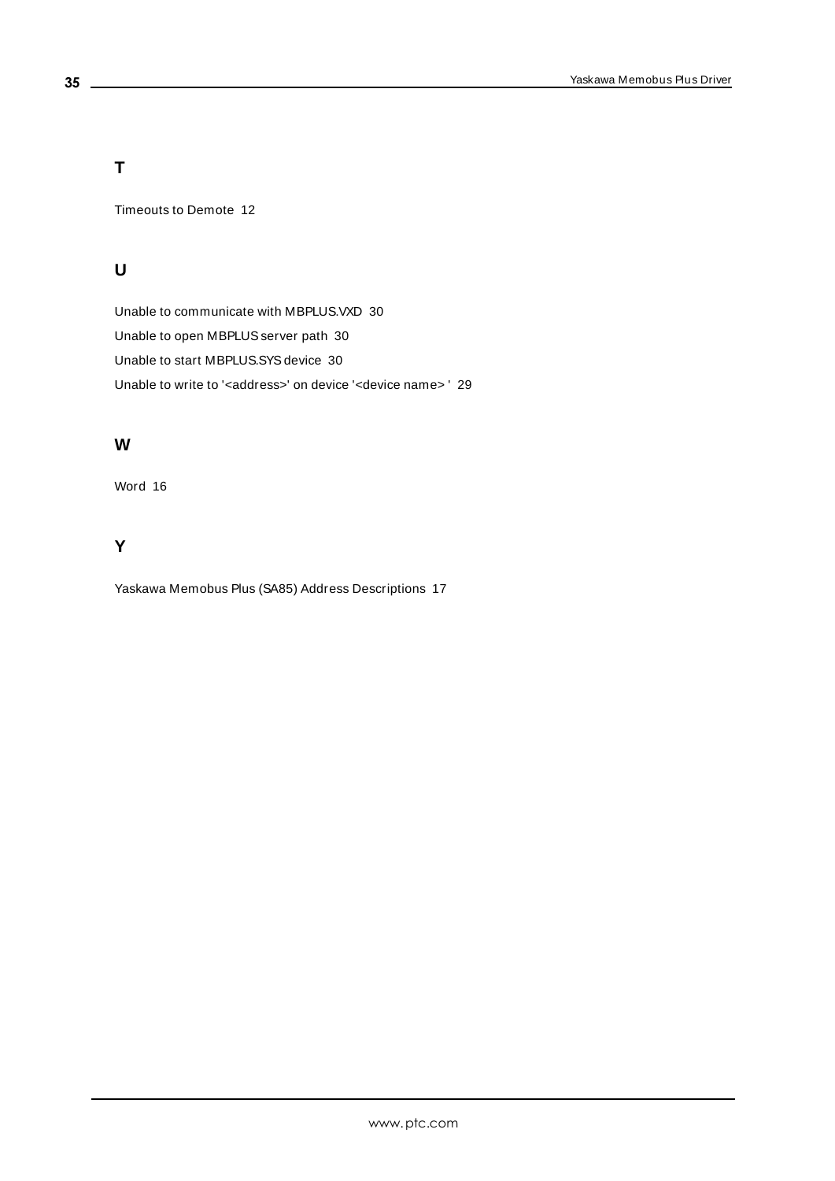## T

Timeouts to Demote 12

## U

Unable to communicate with MBPLUS.VXD 30

Unable to open MBPLUS server path 30

Unable to start MBPLUS.SYS device 30

Unable to write to '<address>' on device '<device name> ' 29

## W

Word 16

## Y

Yaskawa Memobus Plus (SA85) Address Descriptions 17